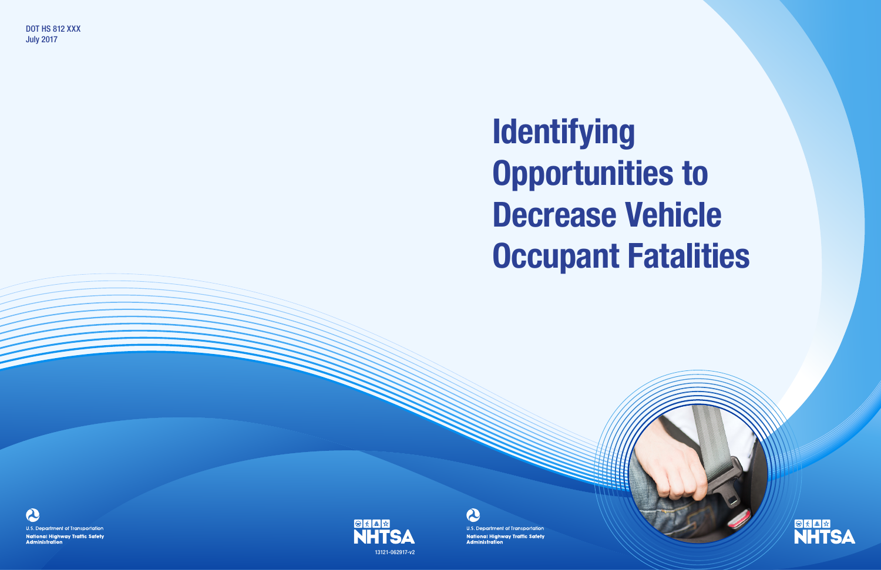DOT HS 812 XXX
July 2017

# Identifying Opportunities to Decrease Vehicle Occupant Fatalities

U.S. Department of Transportation
National Highway Traffic Safety Administration

NHTSA

13121-062917-v2

U.S. Department of Transportation
National Highway Traffic Safety Administration

NHTSA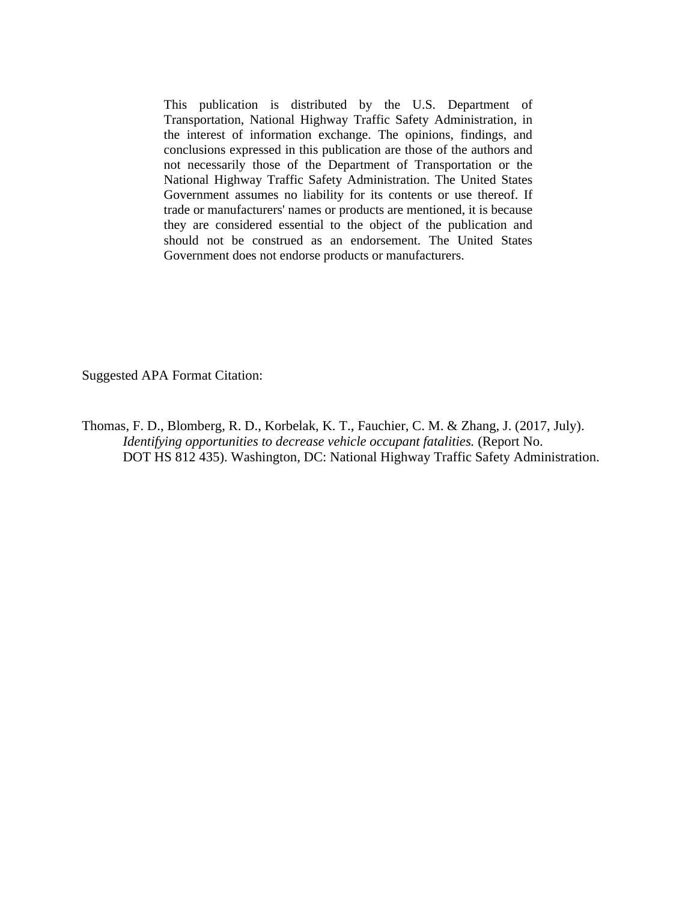This publication is distributed by the U.S. Department of Transportation, National Highway Traffic Safety Administration, in the interest of information exchange. The opinions, findings, and conclusions expressed in this publication are those of the authors and not necessarily those of the Department of Transportation or the National Highway Traffic Safety Administration. The United States Government assumes no liability for its contents or use thereof. If trade or manufacturers' names or products are mentioned, it is because they are considered essential to the object of the publication and should not be construed as an endorsement. The United States Government does not endorse products or manufacturers.

Suggested APA Format Citation:

Thomas, F. D., Blomberg, R. D., Korbelak, K. T., Fauchier, C. M. & Zhang, J. (2017, July). *Identifying opportunities to decrease vehicle occupant fatalities.* (Report No. DOT HS 812 435). Washington, DC: National Highway Traffic Safety Administration.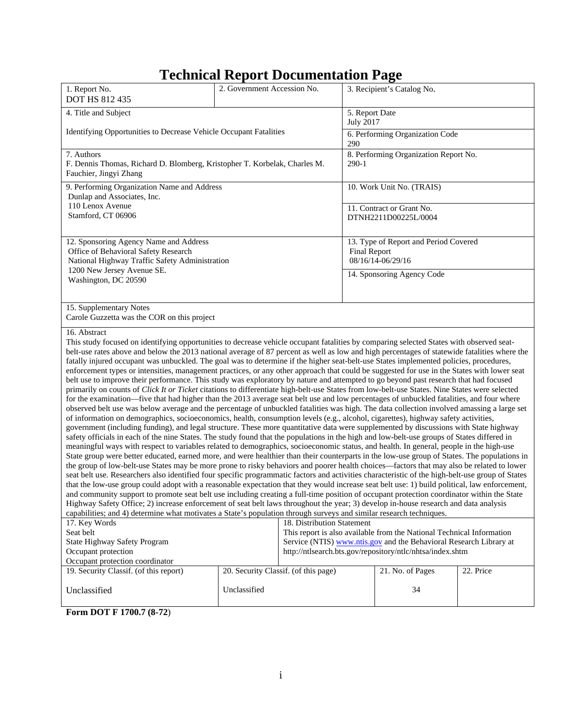# Technical Report Documentation Page

| 1. Report No. DOT HS 812 435 | 2. Government Accession No. | 3. Recipient's Catalog No. |
|---|---|---|
| 4. Title and Subject<br><br>Identifying Opportunities to Decrease Vehicle Occupant Fatalities | | 5. Report Date<br>July 2017 |
| | | 6. Performing Organization Code<br>290 |
| 7. Authors<br>F. Dennis Thomas, Richard D. Blomberg, Kristopher T. Korbelak, Charles M. Fauchier, Jingyi Zhang | | 8. Performing Organization Report No.<br>290-1 |
| 9. Performing Organization Name and Address<br>Dunlap and Associates, Inc.<br>110 Lenox Avenue<br>Stamford, CT 06906 | | 10. Work Unit No. (TRAIS) |
| | | 11. Contract or Grant No.<br>DTNH2211D00225L/0004 |
| 12. Sponsoring Agency Name and Address<br>Office of Behavioral Safety Research<br>National Highway Traffic Safety Administration<br>1200 New Jersey Avenue SE.<br>Washington, DC 20590 | | 13. Type of Report and Period Covered<br>Final Report<br>08/16/14-06/29/16 |
| | | 14. Sponsoring Agency Code |

15. Supplementary Notes
Carole Guzzetta was the COR on this project

16. Abstract
This study focused on identifying opportunities to decrease vehicle occupant fatalities by comparing selected States with observed seat-belt-use rates above and below the 2013 national average of 87 percent as well as low and high percentages of statewide fatalities where the fatally injured occupant was unbuckled. The goal was to determine if the higher seat-belt-use States implemented policies, procedures, enforcement types or intensities, management practices, or any other approach that could be suggested for use in the States with lower seat belt use to improve their performance. This study was exploratory by nature and attempted to go beyond past research that had focused primarily on counts of *Click It or Ticket* citations to differentiate high-belt-use States from low-belt-use States. Nine States were selected for the examination—five that had higher than the 2013 average seat belt use and low percentages of unbuckled fatalities, and four where observed belt use was below average and the percentage of unbuckled fatalities was high. The data collection involved amassing a large set of information on demographics, socioeconomics, health, consumption levels (e.g., alcohol, cigarettes), highway safety activities, government (including funding), and legal structure. These more quantitative data were supplemented by discussions with State highway safety officials in each of the nine States. The study found that the populations in the high and low-belt-use groups of States differed in meaningful ways with respect to variables related to demographics, socioeconomic status, and health. In general, people in the high-use State group were better educated, earned more, and were healthier than their counterparts in the low-use group of States. The populations in the group of low-belt-use States may be more prone to risky behaviors and poorer health choices—factors that may also be related to lower seat belt use. Researchers also identified four specific programmatic factors and activities characteristic of the high-belt-use group of States that the low-use group could adopt with a reasonable expectation that they would increase seat belt use: 1) build political, law enforcement, and community support to promote seat belt use including creating a full-time position of occupant protection coordinator within the State Highway Safety Office; 2) increase enforcement of seat belt laws throughout the year; 3) develop in-house research and data analysis capabilities; and 4) determine what motivates a State's population through surveys and similar research techniques.

| 17. Key Words | 18. Distribution Statement |
|---|---|
| Seat belt<br>State Highway Safety Program<br>Occupant protection<br>Occupant protection coordinator | This report is also available from the National Technical Information Service (NTIS) www.ntis.gov and the Behavioral Research Library at http://ntlsearch.bts.gov/repository/ntlc/nhtsa/index.shtm |

| 19. Security Classif. (of this report) | 20. Security Classif. (of this page) | 21. No. of Pages | 22. Price |
|---|---|---|---|
| Unclassified | Unclassified | 34 | |

**Form DOT F 1700.7 (8-72)**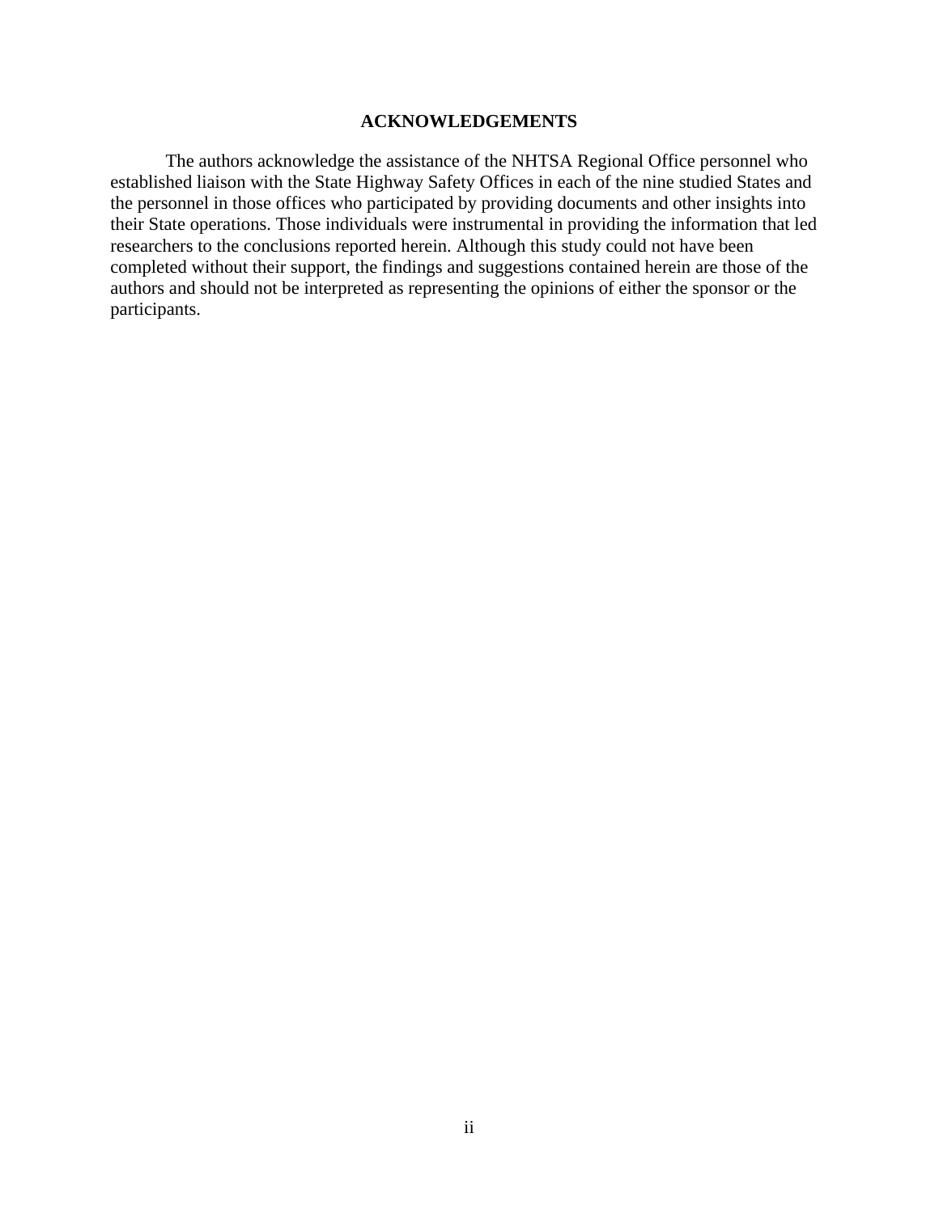## ACKNOWLEDGEMENTS

The authors acknowledge the assistance of the NHTSA Regional Office personnel who established liaison with the State Highway Safety Offices in each of the nine studied States and the personnel in those offices who participated by providing documents and other insights into their State operations. Those individuals were instrumental in providing the information that led researchers to the conclusions reported herein. Although this study could not have been completed without their support, the findings and suggestions contained herein are those of the authors and should not be interpreted as representing the opinions of either the sponsor or the participants.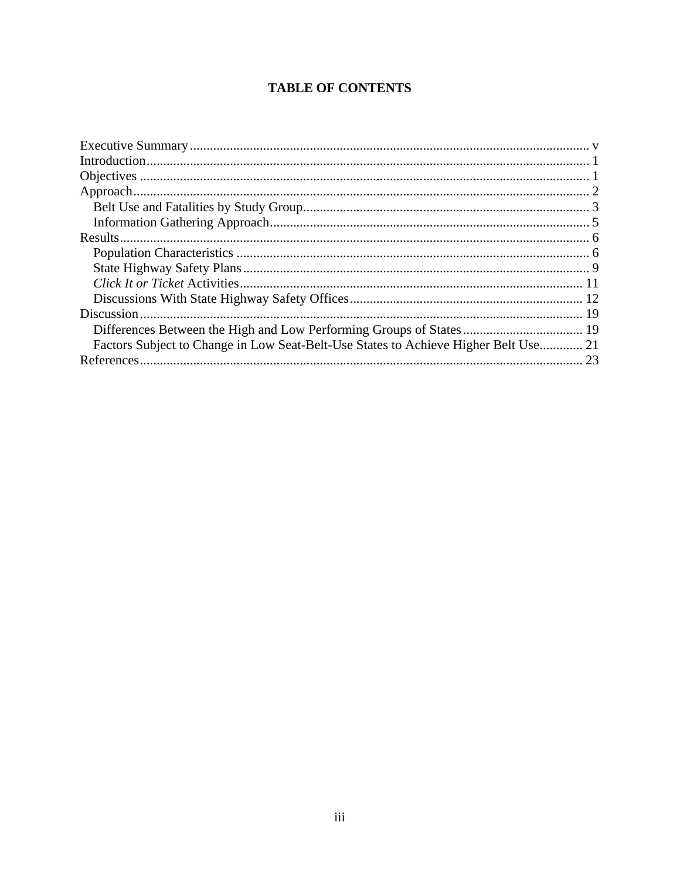# TABLE OF CONTENTS

Executive Summary ........................................................................................................................ v
Introduction .................................................................................................................................... 1
Objectives ...................................................................................................................................... 1
Approach ........................................................................................................................................ 2
  Belt Use and Fatalities by Study Group ..................................................................................... 3
  Information Gathering Approach ............................................................................................... 5
Results ............................................................................................................................................ 6
  Population Characteristics ......................................................................................................... 6
  State Highway Safety Plans ....................................................................................................... 9
  *Click It or Ticket* Activities ..................................................................................................... 11
  Discussions With State Highway Safety Offices ...................................................................... 12
Discussion .................................................................................................................................... 19
  Differences Between the High and Low Performing Groups of States .................................... 19
  Factors Subject to Change in Low Seat-Belt-Use States to Achieve Higher Belt Use ............. 21
References .................................................................................................................................... 23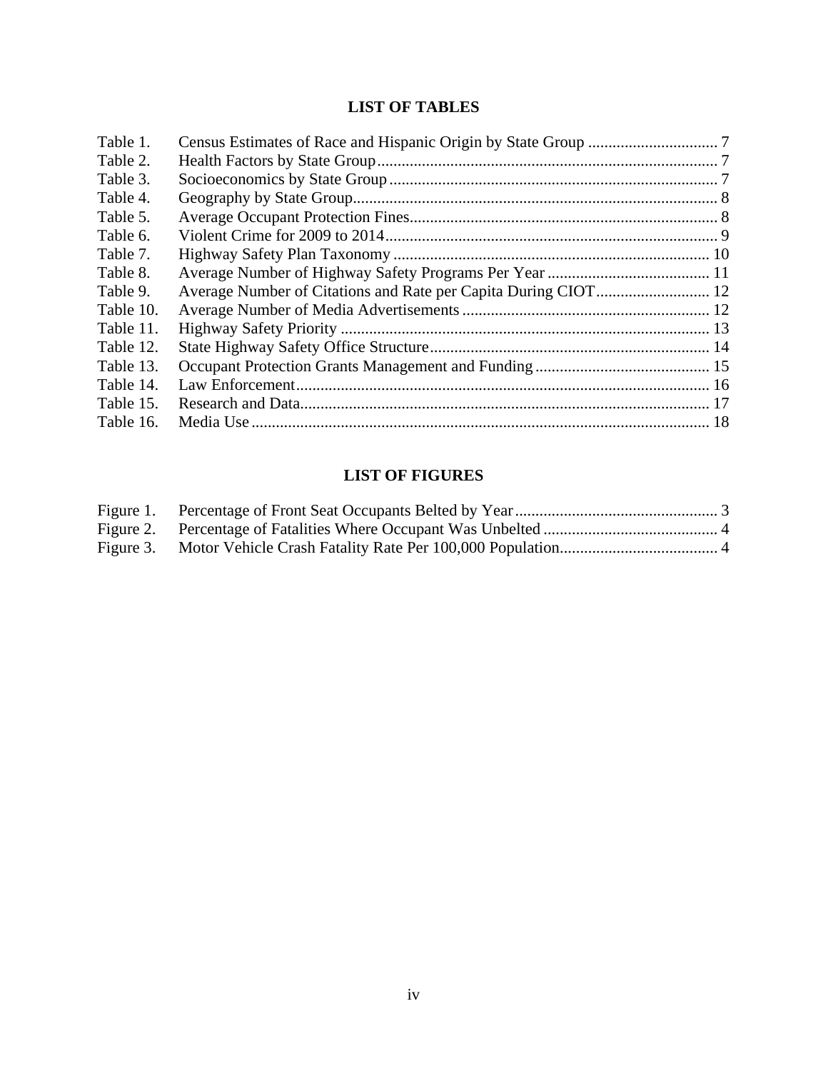# LIST OF TABLES

| | | |
|---|---|---|
| Table 1. | Census Estimates of Race and Hispanic Origin by State Group | 7 |
| Table 2. | Health Factors by State Group | 7 |
| Table 3. | Socioeconomics by State Group | 7 |
| Table 4. | Geography by State Group | 8 |
| Table 5. | Average Occupant Protection Fines | 8 |
| Table 6. | Violent Crime for 2009 to 2014 | 9 |
| Table 7. | Highway Safety Plan Taxonomy | 10 |
| Table 8. | Average Number of Highway Safety Programs Per Year | 11 |
| Table 9. | Average Number of Citations and Rate per Capita During CIOT | 12 |
| Table 10. | Average Number of Media Advertisements | 12 |
| Table 11. | Highway Safety Priority | 13 |
| Table 12. | State Highway Safety Office Structure | 14 |
| Table 13. | Occupant Protection Grants Management and Funding | 15 |
| Table 14. | Law Enforcement | 16 |
| Table 15. | Research and Data | 17 |
| Table 16. | Media Use | 18 |

# LIST OF FIGURES

| | | |
|---|---|---|
| Figure 1. | Percentage of Front Seat Occupants Belted by Year | 3 |
| Figure 2. | Percentage of Fatalities Where Occupant Was Unbelted | 4 |
| Figure 3. | Motor Vehicle Crash Fatality Rate Per 100,000 Population | 4 |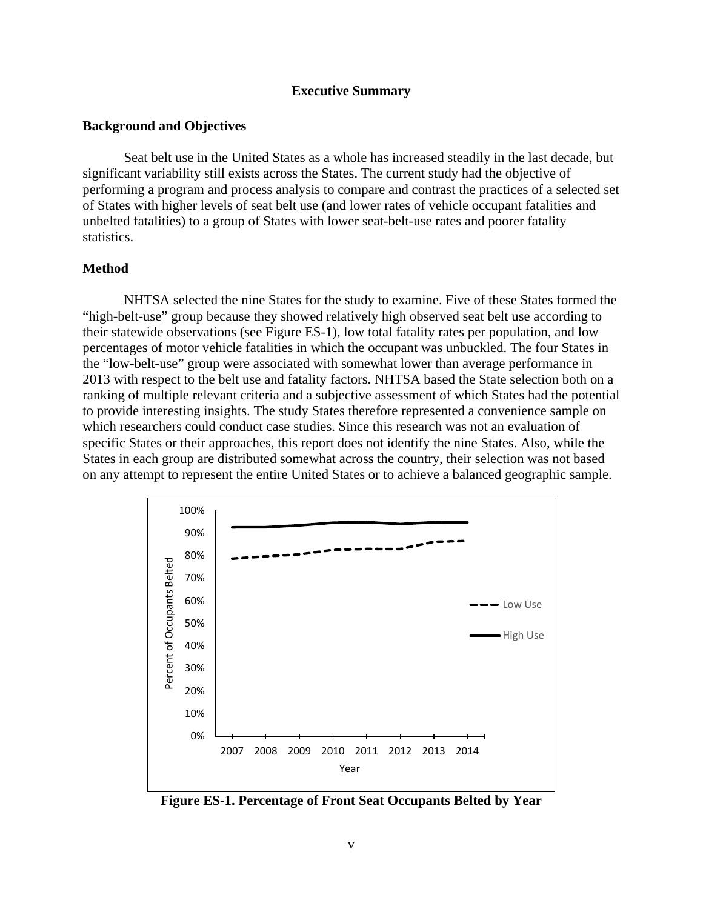# Executive Summary

## Background and Objectives

Seat belt use in the United States as a whole has increased steadily in the last decade, but significant variability still exists across the States. The current study had the objective of performing a program and process analysis to compare and contrast the practices of a selected set of States with higher levels of seat belt use (and lower rates of vehicle occupant fatalities and unbelted fatalities) to a group of States with lower seat-belt-use rates and poorer fatality statistics.

## Method

NHTSA selected the nine States for the study to examine. Five of these States formed the "high-belt-use" group because they showed relatively high observed seat belt use according to their statewide observations (see Figure ES-1), low total fatality rates per population, and low percentages of motor vehicle fatalities in which the occupant was unbuckled. The four States in the "low-belt-use" group were associated with somewhat lower than average performance in 2013 with respect to the belt use and fatality factors. NHTSA based the State selection both on a ranking of multiple relevant criteria and a subjective assessment of which States had the potential to provide interesting insights. The study States therefore represented a convenience sample on which researchers could conduct case studies. Since this research was not an evaluation of specific States or their approaches, this report does not identify the nine States. Also, while the States in each group are distributed somewhat across the country, their selection was not based on any attempt to represent the entire United States or to achieve a balanced geographic sample.

**Figure ES-1. Percentage of Front Seat Occupants Belted by Year**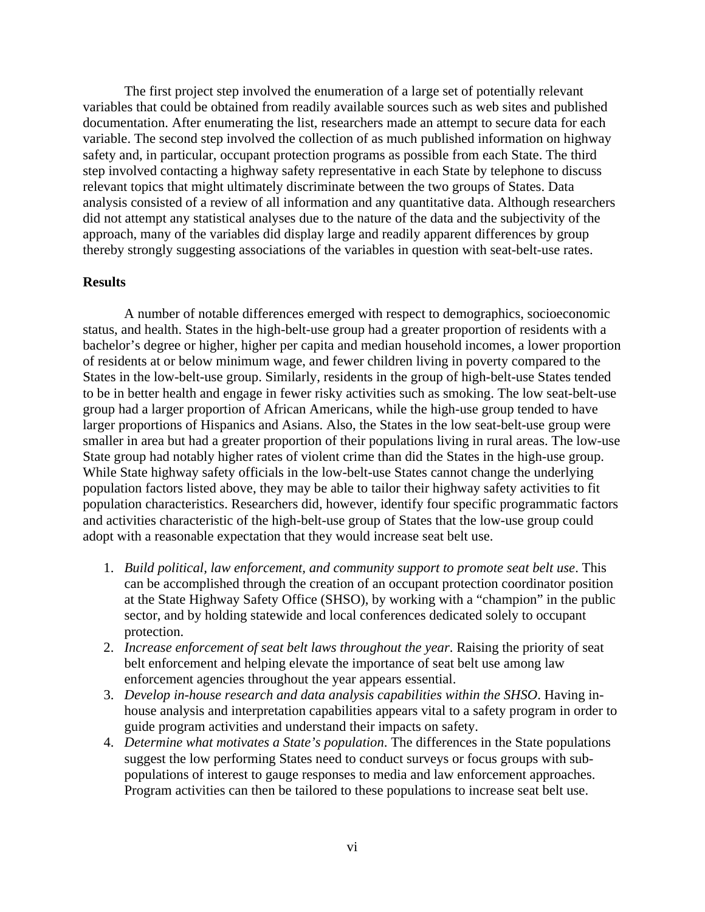The first project step involved the enumeration of a large set of potentially relevant variables that could be obtained from readily available sources such as web sites and published documentation. After enumerating the list, researchers made an attempt to secure data for each variable. The second step involved the collection of as much published information on highway safety and, in particular, occupant protection programs as possible from each State. The third step involved contacting a highway safety representative in each State by telephone to discuss relevant topics that might ultimately discriminate between the two groups of States. Data analysis consisted of a review of all information and any quantitative data. Although researchers did not attempt any statistical analyses due to the nature of the data and the subjectivity of the approach, many of the variables did display large and readily apparent differences by group thereby strongly suggesting associations of the variables in question with seat-belt-use rates.

**Results**

A number of notable differences emerged with respect to demographics, socioeconomic status, and health. States in the high-belt-use group had a greater proportion of residents with a bachelor's degree or higher, higher per capita and median household incomes, a lower proportion of residents at or below minimum wage, and fewer children living in poverty compared to the States in the low-belt-use group. Similarly, residents in the group of high-belt-use States tended to be in better health and engage in fewer risky activities such as smoking. The low seat-belt-use group had a larger proportion of African Americans, while the high-use group tended to have larger proportions of Hispanics and Asians. Also, the States in the low seat-belt-use group were smaller in area but had a greater proportion of their populations living in rural areas. The low-use State group had notably higher rates of violent crime than did the States in the high-use group. While State highway safety officials in the low-belt-use States cannot change the underlying population factors listed above, they may be able to tailor their highway safety activities to fit population characteristics. Researchers did, however, identify four specific programmatic factors and activities characteristic of the high-belt-use group of States that the low-use group could adopt with a reasonable expectation that they would increase seat belt use.

1. *Build political, law enforcement, and community support to promote seat belt use*. This can be accomplished through the creation of an occupant protection coordinator position at the State Highway Safety Office (SHSO), by working with a "champion" in the public sector, and by holding statewide and local conferences dedicated solely to occupant protection.
2. *Increase enforcement of seat belt laws throughout the year*. Raising the priority of seat belt enforcement and helping elevate the importance of seat belt use among law enforcement agencies throughout the year appears essential.
3. *Develop in-house research and data analysis capabilities within the SHSO*. Having in-house analysis and interpretation capabilities appears vital to a safety program in order to guide program activities and understand their impacts on safety.
4. *Determine what motivates a State's population*. The differences in the State populations suggest the low performing States need to conduct surveys or focus groups with sub-populations of interest to gauge responses to media and law enforcement approaches. Program activities can then be tailored to these populations to increase seat belt use.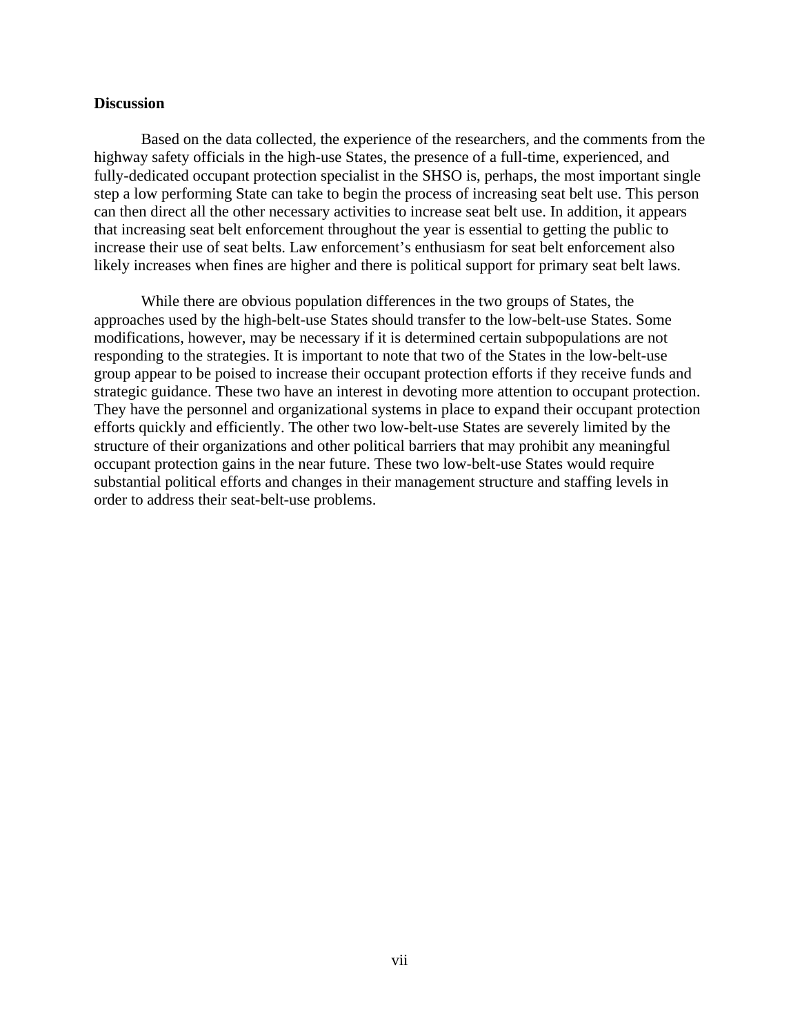**Discussion**

Based on the data collected, the experience of the researchers, and the comments from the highway safety officials in the high-use States, the presence of a full-time, experienced, and fully-dedicated occupant protection specialist in the SHSO is, perhaps, the most important single step a low performing State can take to begin the process of increasing seat belt use. This person can then direct all the other necessary activities to increase seat belt use. In addition, it appears that increasing seat belt enforcement throughout the year is essential to getting the public to increase their use of seat belts. Law enforcement's enthusiasm for seat belt enforcement also likely increases when fines are higher and there is political support for primary seat belt laws.

While there are obvious population differences in the two groups of States, the approaches used by the high-belt-use States should transfer to the low-belt-use States. Some modifications, however, may be necessary if it is determined certain subpopulations are not responding to the strategies. It is important to note that two of the States in the low-belt-use group appear to be poised to increase their occupant protection efforts if they receive funds and strategic guidance. These two have an interest in devoting more attention to occupant protection. They have the personnel and organizational systems in place to expand their occupant protection efforts quickly and efficiently. The other two low-belt-use States are severely limited by the structure of their organizations and other political barriers that may prohibit any meaningful occupant protection gains in the near future. These two low-belt-use States would require substantial political efforts and changes in their management structure and staffing levels in order to address their seat-belt-use problems.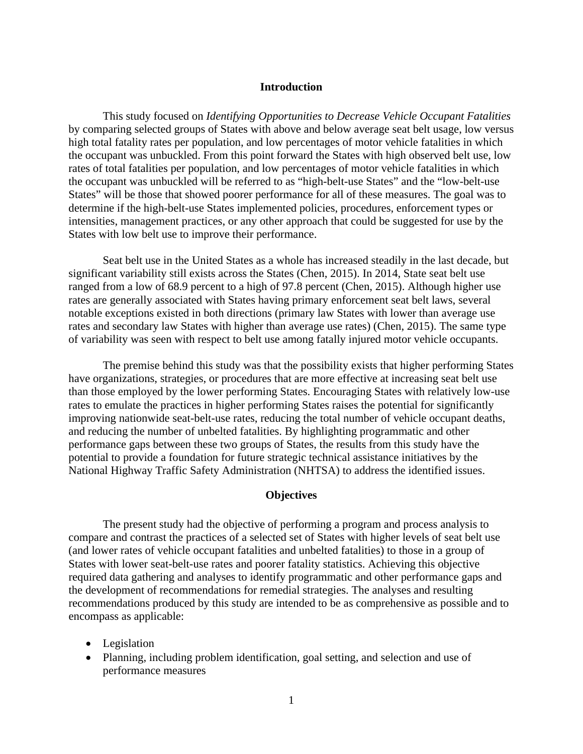## Introduction

This study focused on *Identifying Opportunities to Decrease Vehicle Occupant Fatalities* by comparing selected groups of States with above and below average seat belt usage, low versus high total fatality rates per population, and low percentages of motor vehicle fatalities in which the occupant was unbuckled. From this point forward the States with high observed belt use, low rates of total fatalities per population, and low percentages of motor vehicle fatalities in which the occupant was unbuckled will be referred to as "high-belt-use States" and the "low-belt-use States" will be those that showed poorer performance for all of these measures. The goal was to determine if the high-belt-use States implemented policies, procedures, enforcement types or intensities, management practices, or any other approach that could be suggested for use by the States with low belt use to improve their performance.

Seat belt use in the United States as a whole has increased steadily in the last decade, but significant variability still exists across the States (Chen, 2015). In 2014, State seat belt use ranged from a low of 68.9 percent to a high of 97.8 percent (Chen, 2015). Although higher use rates are generally associated with States having primary enforcement seat belt laws, several notable exceptions existed in both directions (primary law States with lower than average use rates and secondary law States with higher than average use rates) (Chen, 2015). The same type of variability was seen with respect to belt use among fatally injured motor vehicle occupants.

The premise behind this study was that the possibility exists that higher performing States have organizations, strategies, or procedures that are more effective at increasing seat belt use than those employed by the lower performing States. Encouraging States with relatively low-use rates to emulate the practices in higher performing States raises the potential for significantly improving nationwide seat-belt-use rates, reducing the total number of vehicle occupant deaths, and reducing the number of unbelted fatalities. By highlighting programmatic and other performance gaps between these two groups of States, the results from this study have the potential to provide a foundation for future strategic technical assistance initiatives by the National Highway Traffic Safety Administration (NHTSA) to address the identified issues.

## Objectives

The present study had the objective of performing a program and process analysis to compare and contrast the practices of a selected set of States with higher levels of seat belt use (and lower rates of vehicle occupant fatalities and unbelted fatalities) to those in a group of States with lower seat-belt-use rates and poorer fatality statistics. Achieving this objective required data gathering and analyses to identify programmatic and other performance gaps and the development of recommendations for remedial strategies. The analyses and resulting recommendations produced by this study are intended to be as comprehensive as possible and to encompass as applicable:

- Legislation
- Planning, including problem identification, goal setting, and selection and use of performance measures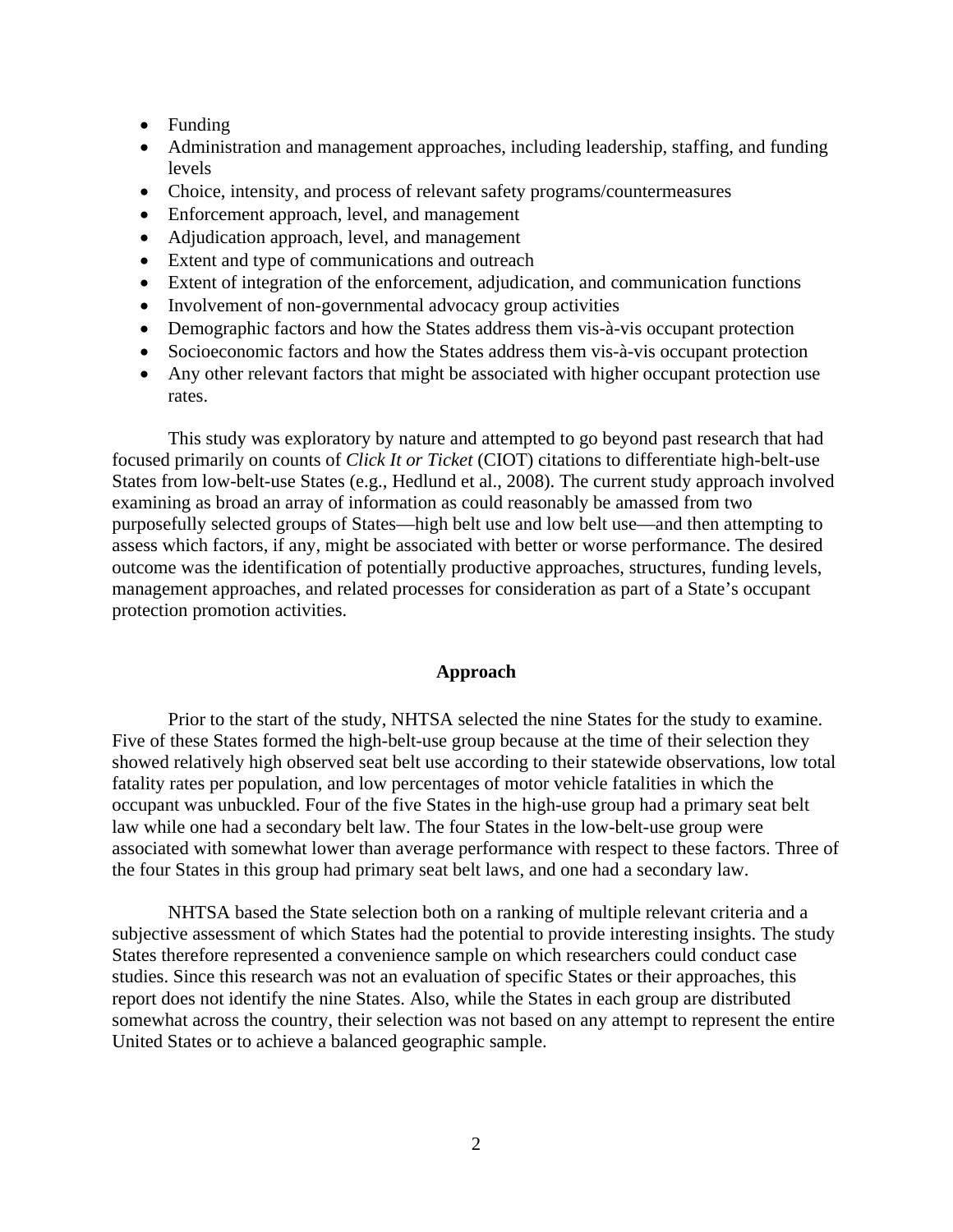- Funding
- Administration and management approaches, including leadership, staffing, and funding levels
- Choice, intensity, and process of relevant safety programs/countermeasures
- Enforcement approach, level, and management
- Adjudication approach, level, and management
- Extent and type of communications and outreach
- Extent of integration of the enforcement, adjudication, and communication functions
- Involvement of non-governmental advocacy group activities
- Demographic factors and how the States address them vis-à-vis occupant protection
- Socioeconomic factors and how the States address them vis-à-vis occupant protection
- Any other relevant factors that might be associated with higher occupant protection use rates.

This study was exploratory by nature and attempted to go beyond past research that had focused primarily on counts of *Click It or Ticket* (CIOT) citations to differentiate high-belt-use States from low-belt-use States (e.g., Hedlund et al., 2008). The current study approach involved examining as broad an array of information as could reasonably be amassed from two purposefully selected groups of States—high belt use and low belt use—and then attempting to assess which factors, if any, might be associated with better or worse performance. The desired outcome was the identification of potentially productive approaches, structures, funding levels, management approaches, and related processes for consideration as part of a State's occupant protection promotion activities.

## Approach

Prior to the start of the study, NHTSA selected the nine States for the study to examine. Five of these States formed the high-belt-use group because at the time of their selection they showed relatively high observed seat belt use according to their statewide observations, low total fatality rates per population, and low percentages of motor vehicle fatalities in which the occupant was unbuckled. Four of the five States in the high-use group had a primary seat belt law while one had a secondary belt law. The four States in the low-belt-use group were associated with somewhat lower than average performance with respect to these factors. Three of the four States in this group had primary seat belt laws, and one had a secondary law.

NHTSA based the State selection both on a ranking of multiple relevant criteria and a subjective assessment of which States had the potential to provide interesting insights. The study States therefore represented a convenience sample on which researchers could conduct case studies. Since this research was not an evaluation of specific States or their approaches, this report does not identify the nine States. Also, while the States in each group are distributed somewhat across the country, their selection was not based on any attempt to represent the entire United States or to achieve a balanced geographic sample.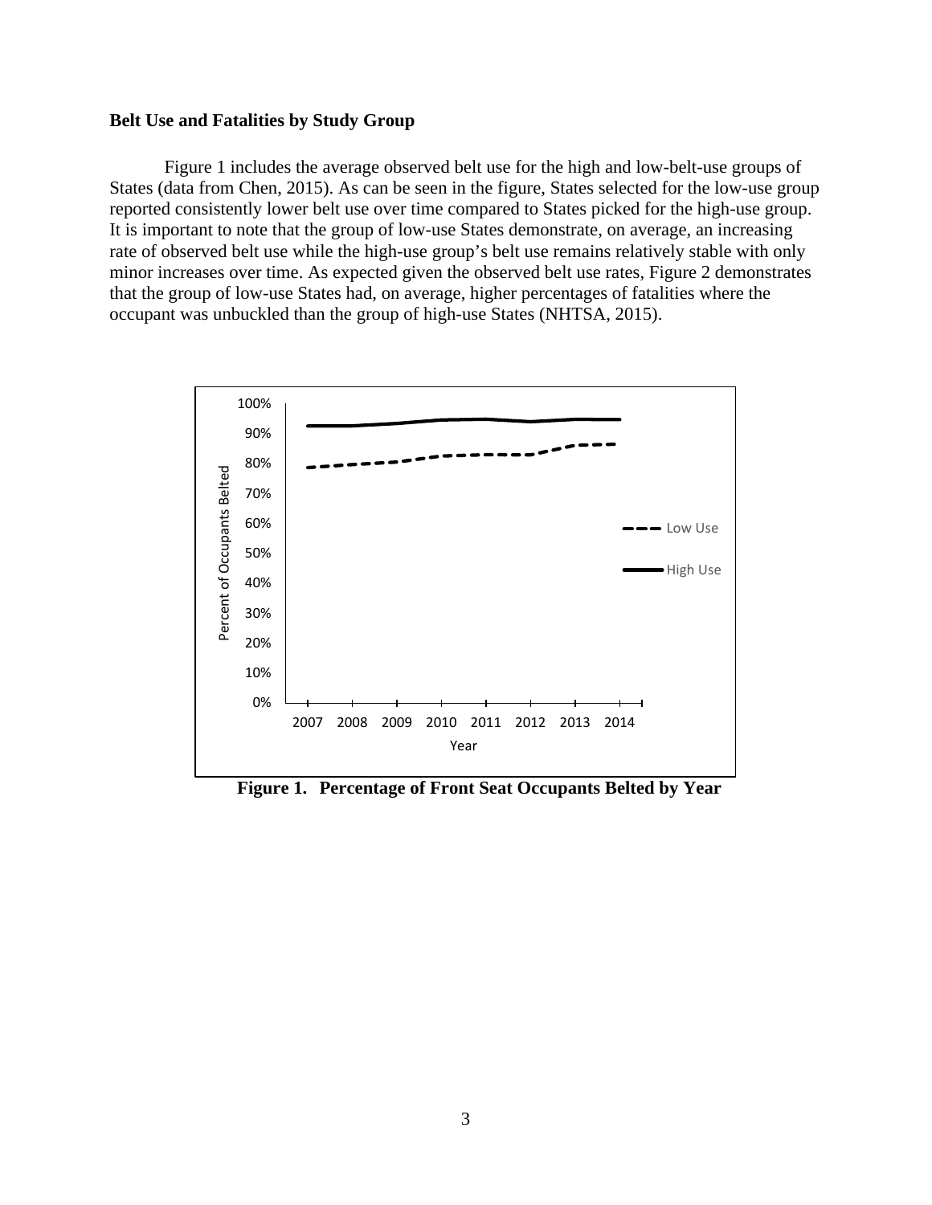**Belt Use and Fatalities by Study Group**

Figure 1 includes the average observed belt use for the high and low-belt-use groups of States (data from Chen, 2015). As can be seen in the figure, States selected for the low-use group reported consistently lower belt use over time compared to States picked for the high-use group. It is important to note that the group of low-use States demonstrate, on average, an increasing rate of observed belt use while the high-use group's belt use remains relatively stable with only minor increases over time. As expected given the observed belt use rates, Figure 2 demonstrates that the group of low-use States had, on average, higher percentages of fatalities where the occupant was unbuckled than the group of high-use States (NHTSA, 2015).

**Figure 1. Percentage of Front Seat Occupants Belted by Year**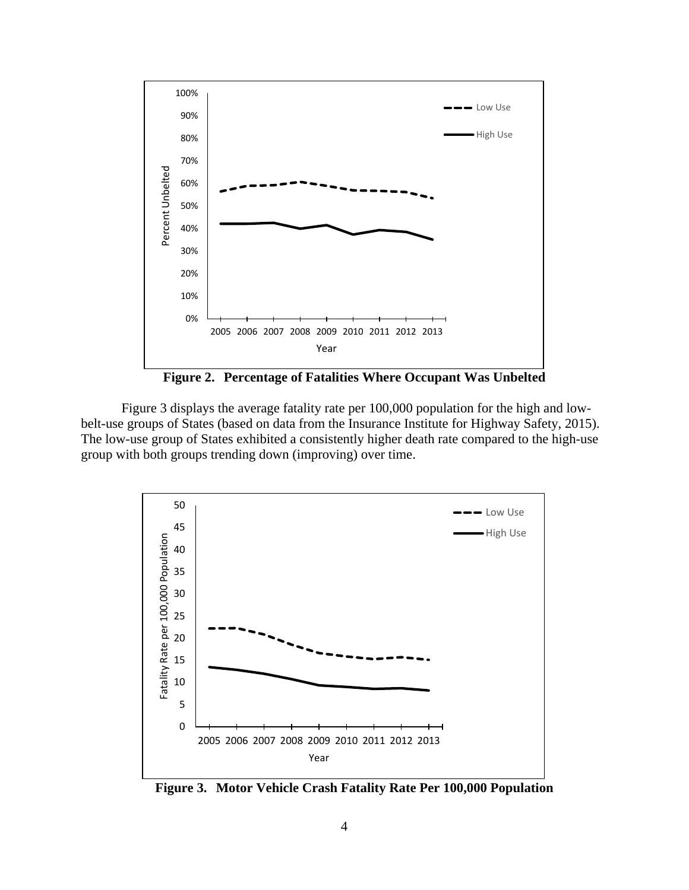**Figure 2. Percentage of Fatalities Where Occupant Was Unbelted**

Figure 3 displays the average fatality rate per 100,000 population for the high and low-belt-use groups of States (based on data from the Insurance Institute for Highway Safety, 2015). The low-use group of States exhibited a consistently higher death rate compared to the high-use group with both groups trending down (improving) over time.

**Figure 3. Motor Vehicle Crash Fatality Rate Per 100,000 Population**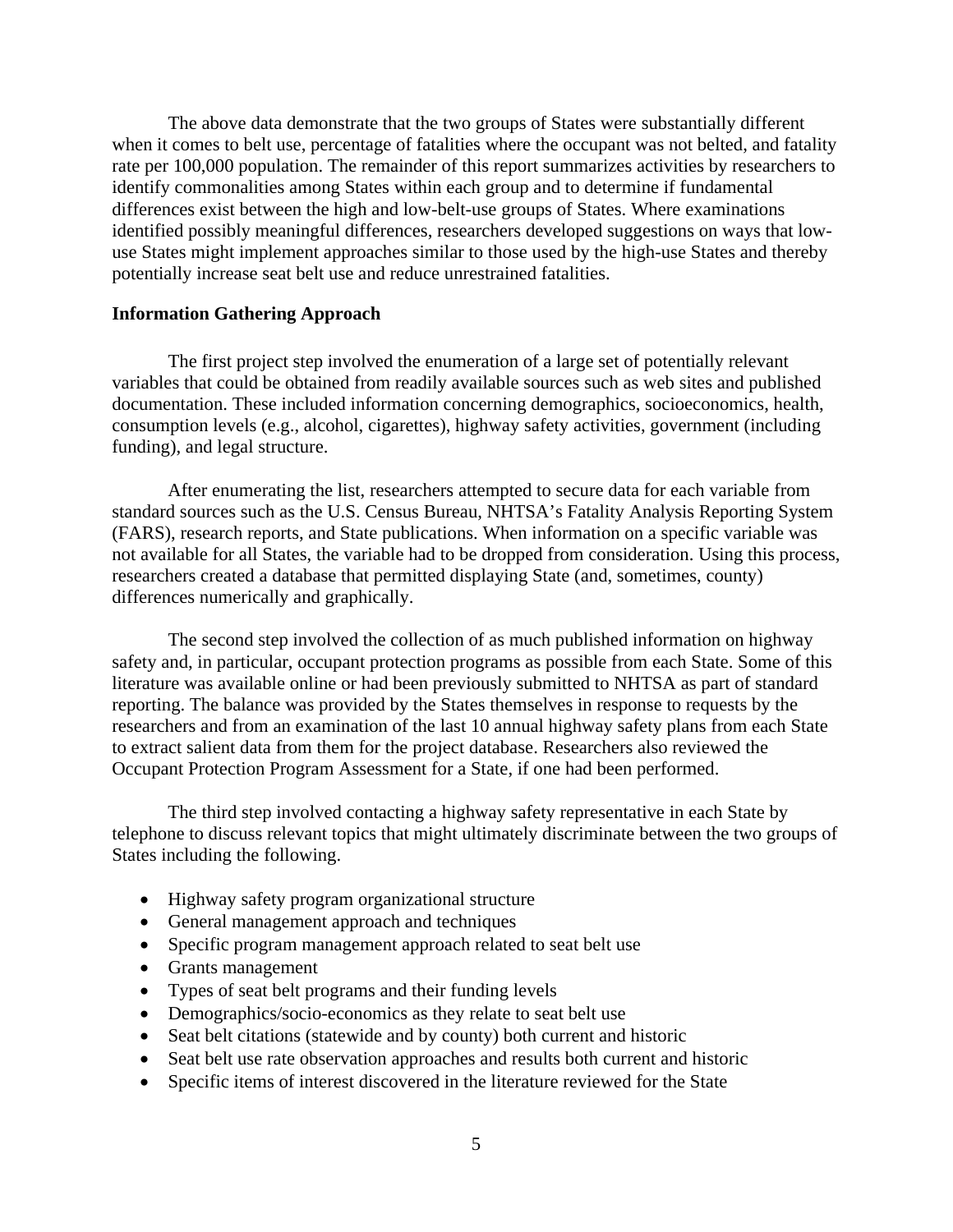The above data demonstrate that the two groups of States were substantially different when it comes to belt use, percentage of fatalities where the occupant was not belted, and fatality rate per 100,000 population. The remainder of this report summarizes activities by researchers to identify commonalities among States within each group and to determine if fundamental differences exist between the high and low-belt-use groups of States. Where examinations identified possibly meaningful differences, researchers developed suggestions on ways that low-use States might implement approaches similar to those used by the high-use States and thereby potentially increase seat belt use and reduce unrestrained fatalities.

**Information Gathering Approach**

The first project step involved the enumeration of a large set of potentially relevant variables that could be obtained from readily available sources such as web sites and published documentation. These included information concerning demographics, socioeconomics, health, consumption levels (e.g., alcohol, cigarettes), highway safety activities, government (including funding), and legal structure.

After enumerating the list, researchers attempted to secure data for each variable from standard sources such as the U.S. Census Bureau, NHTSA's Fatality Analysis Reporting System (FARS), research reports, and State publications. When information on a specific variable was not available for all States, the variable had to be dropped from consideration. Using this process, researchers created a database that permitted displaying State (and, sometimes, county) differences numerically and graphically.

The second step involved the collection of as much published information on highway safety and, in particular, occupant protection programs as possible from each State. Some of this literature was available online or had been previously submitted to NHTSA as part of standard reporting. The balance was provided by the States themselves in response to requests by the researchers and from an examination of the last 10 annual highway safety plans from each State to extract salient data from them for the project database. Researchers also reviewed the Occupant Protection Program Assessment for a State, if one had been performed.

The third step involved contacting a highway safety representative in each State by telephone to discuss relevant topics that might ultimately discriminate between the two groups of States including the following.

- Highway safety program organizational structure
- General management approach and techniques
- Specific program management approach related to seat belt use
- Grants management
- Types of seat belt programs and their funding levels
- Demographics/socio-economics as they relate to seat belt use
- Seat belt citations (statewide and by county) both current and historic
- Seat belt use rate observation approaches and results both current and historic
- Specific items of interest discovered in the literature reviewed for the State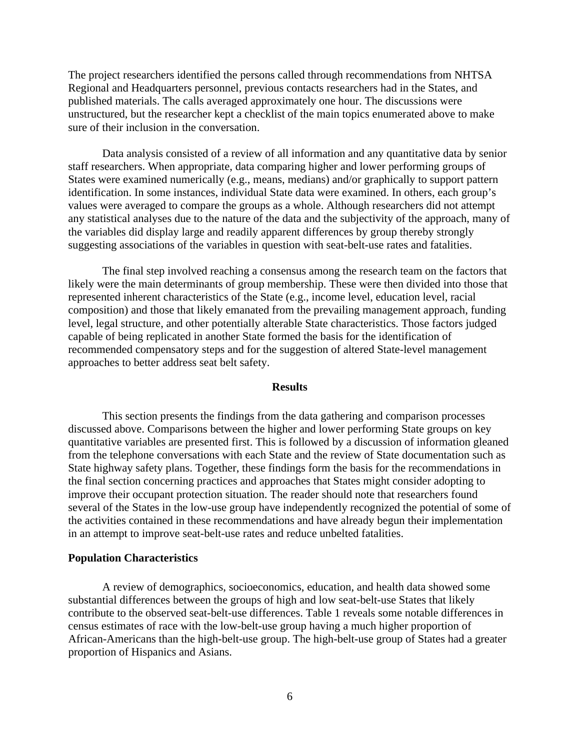The project researchers identified the persons called through recommendations from NHTSA Regional and Headquarters personnel, previous contacts researchers had in the States, and published materials. The calls averaged approximately one hour. The discussions were unstructured, but the researcher kept a checklist of the main topics enumerated above to make sure of their inclusion in the conversation.

Data analysis consisted of a review of all information and any quantitative data by senior staff researchers. When appropriate, data comparing higher and lower performing groups of States were examined numerically (e.g., means, medians) and/or graphically to support pattern identification. In some instances, individual State data were examined. In others, each group's values were averaged to compare the groups as a whole. Although researchers did not attempt any statistical analyses due to the nature of the data and the subjectivity of the approach, many of the variables did display large and readily apparent differences by group thereby strongly suggesting associations of the variables in question with seat-belt-use rates and fatalities.

The final step involved reaching a consensus among the research team on the factors that likely were the main determinants of group membership. These were then divided into those that represented inherent characteristics of the State (e.g., income level, education level, racial composition) and those that likely emanated from the prevailing management approach, funding level, legal structure, and other potentially alterable State characteristics. Those factors judged capable of being replicated in another State formed the basis for the identification of recommended compensatory steps and for the suggestion of altered State-level management approaches to better address seat belt safety.

## Results

This section presents the findings from the data gathering and comparison processes discussed above. Comparisons between the higher and lower performing State groups on key quantitative variables are presented first. This is followed by a discussion of information gleaned from the telephone conversations with each State and the review of State documentation such as State highway safety plans. Together, these findings form the basis for the recommendations in the final section concerning practices and approaches that States might consider adopting to improve their occupant protection situation. The reader should note that researchers found several of the States in the low-use group have independently recognized the potential of some of the activities contained in these recommendations and have already begun their implementation in an attempt to improve seat-belt-use rates and reduce unbelted fatalities.

### Population Characteristics

A review of demographics, socioeconomics, education, and health data showed some substantial differences between the groups of high and low seat-belt-use States that likely contribute to the observed seat-belt-use differences. Table 1 reveals some notable differences in census estimates of race with the low-belt-use group having a much higher proportion of African-Americans than the high-belt-use group. The high-belt-use group of States had a greater proportion of Hispanics and Asians.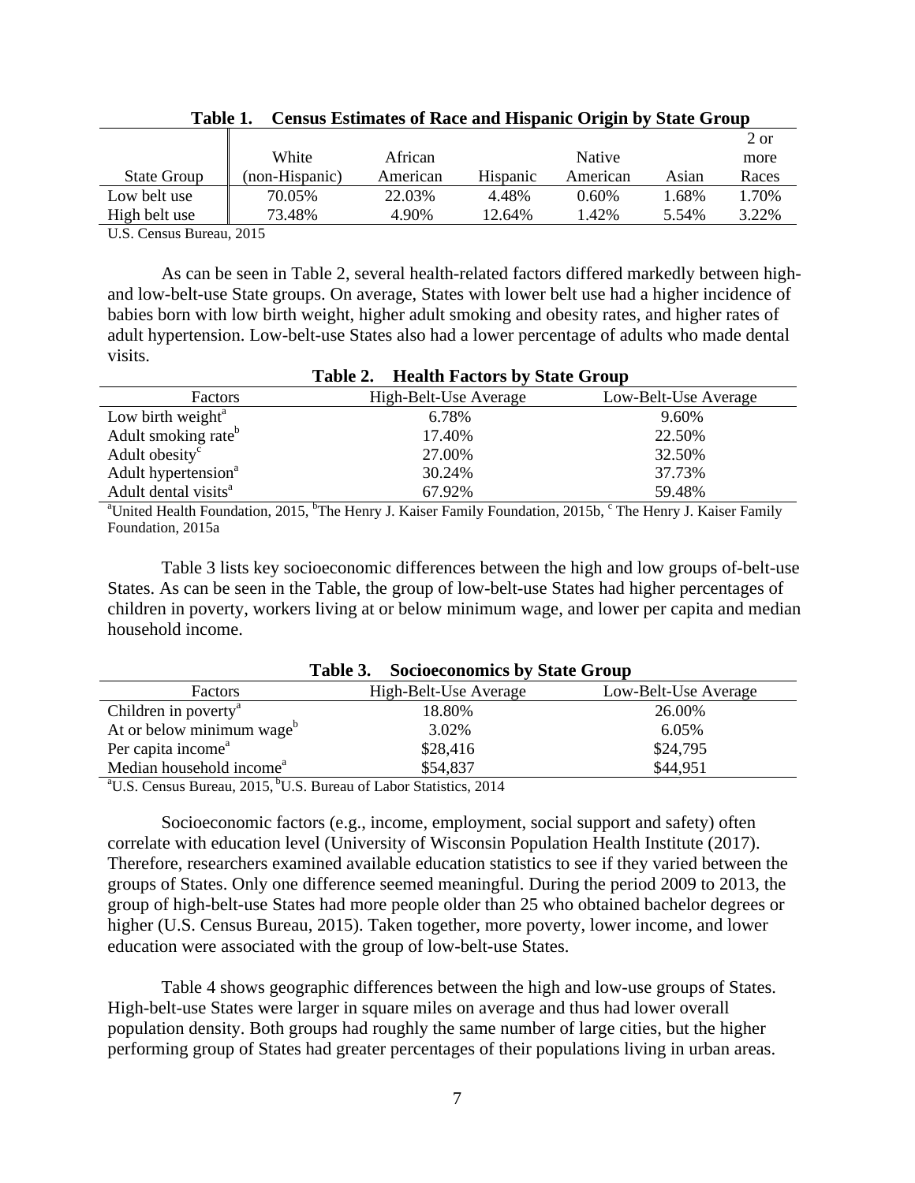**Table 1. Census Estimates of Race and Hispanic Origin by State Group**

| State Group | White (non-Hispanic) | African American | Hispanic | Native American | Asian | 2 or more Races |
|---|---|---|---|---|---|---|
| Low belt use | 70.05% | 22.03% | 4.48% | 0.60% | 1.68% | 1.70% |
| High belt use | 73.48% | 4.90% | 12.64% | 1.42% | 5.54% | 3.22% |

U.S. Census Bureau, 2015

As can be seen in Table 2, several health-related factors differed markedly between high- and low-belt-use State groups. On average, States with lower belt use had a higher incidence of babies born with low birth weight, higher adult smoking and obesity rates, and higher rates of adult hypertension. Low-belt-use States also had a lower percentage of adults who made dental visits.

**Table 2. Health Factors by State Group**

| Factors | High-Belt-Use Average | Low-Belt-Use Average |
|---|---|---|
| Low birth weight[a] | 6.78% | 9.60% |
| Adult smoking rate[b] | 17.40% | 22.50% |
| Adult obesity[c] | 27.00% | 32.50% |
| Adult hypertension[a] | 30.24% | 37.73% |
| Adult dental visits[a] | 67.92% | 59.48% |

[a]United Health Foundation, 2015, [b]The Henry J. Kaiser Family Foundation, 2015b, [c] The Henry J. Kaiser Family Foundation, 2015a

Table 3 lists key socioeconomic differences between the high and low groups of-belt-use States. As can be seen in the Table, the group of low-belt-use States had higher percentages of children in poverty, workers living at or below minimum wage, and lower per capita and median household income.

**Table 3. Socioeconomics by State Group**

| Factors | High-Belt-Use Average | Low-Belt-Use Average |
|---|---|---|
| Children in poverty[a] | 18.80% | 26.00% |
| At or below minimum wage[b] | 3.02% | 6.05% |
| Per capita income[a] | $28,416 | $24,795 |
| Median household income[a] | $54,837 | $44,951 |

[a]U.S. Census Bureau, 2015, [b]U.S. Bureau of Labor Statistics, 2014

Socioeconomic factors (e.g., income, employment, social support and safety) often correlate with education level (University of Wisconsin Population Health Institute (2017). Therefore, researchers examined available education statistics to see if they varied between the groups of States. Only one difference seemed meaningful. During the period 2009 to 2013, the group of high-belt-use States had more people older than 25 who obtained bachelor degrees or higher (U.S. Census Bureau, 2015). Taken together, more poverty, lower income, and lower education were associated with the group of low-belt-use States.

Table 4 shows geographic differences between the high and low-use groups of States. High-belt-use States were larger in square miles on average and thus had lower overall population density. Both groups had roughly the same number of large cities, but the higher performing group of States had greater percentages of their populations living in urban areas.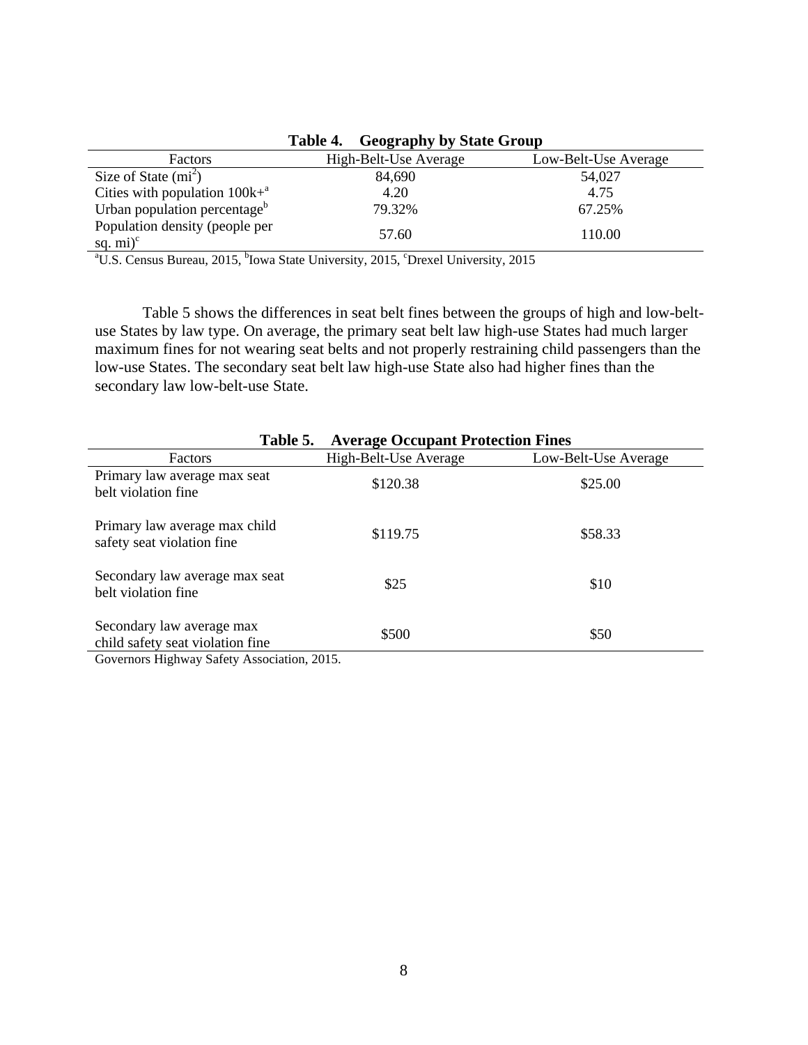**Table 4. Geography by State Group**

| Factors | High-Belt-Use Average | Low-Belt-Use Average |
|---|---|---|
| Size of State ($mi^2$) | 84,690 | 54,027 |
| Cities with population 100k+[a] | 4.20 | 4.75 |
| Urban population percentage[b] | 79.32% | 67.25% |
| Population density (people per sq. mi)[c] | 57.60 | 110.00 |

[a]U.S. Census Bureau, 2015, [b]Iowa State University, 2015, [c]Drexel University, 2015

Table 5 shows the differences in seat belt fines between the groups of high and low-belt-use States by law type. On average, the primary seat belt law high-use States had much larger maximum fines for not wearing seat belts and not properly restraining child passengers than the low-use States. The secondary seat belt law high-use State also had higher fines than the secondary law low-belt-use State.

**Table 5. Average Occupant Protection Fines**

| Factors | High-Belt-Use Average | Low-Belt-Use Average |
|---|---|---|
| Primary law average max seat belt violation fine | $120.38 | $25.00 |
| Primary law average max child safety seat violation fine | $119.75 | $58.33 |
| Secondary law average max seat belt violation fine | $25 | $10 |
| Secondary law average max child safety seat violation fine | $500 | $50 |

Governors Highway Safety Association, 2015.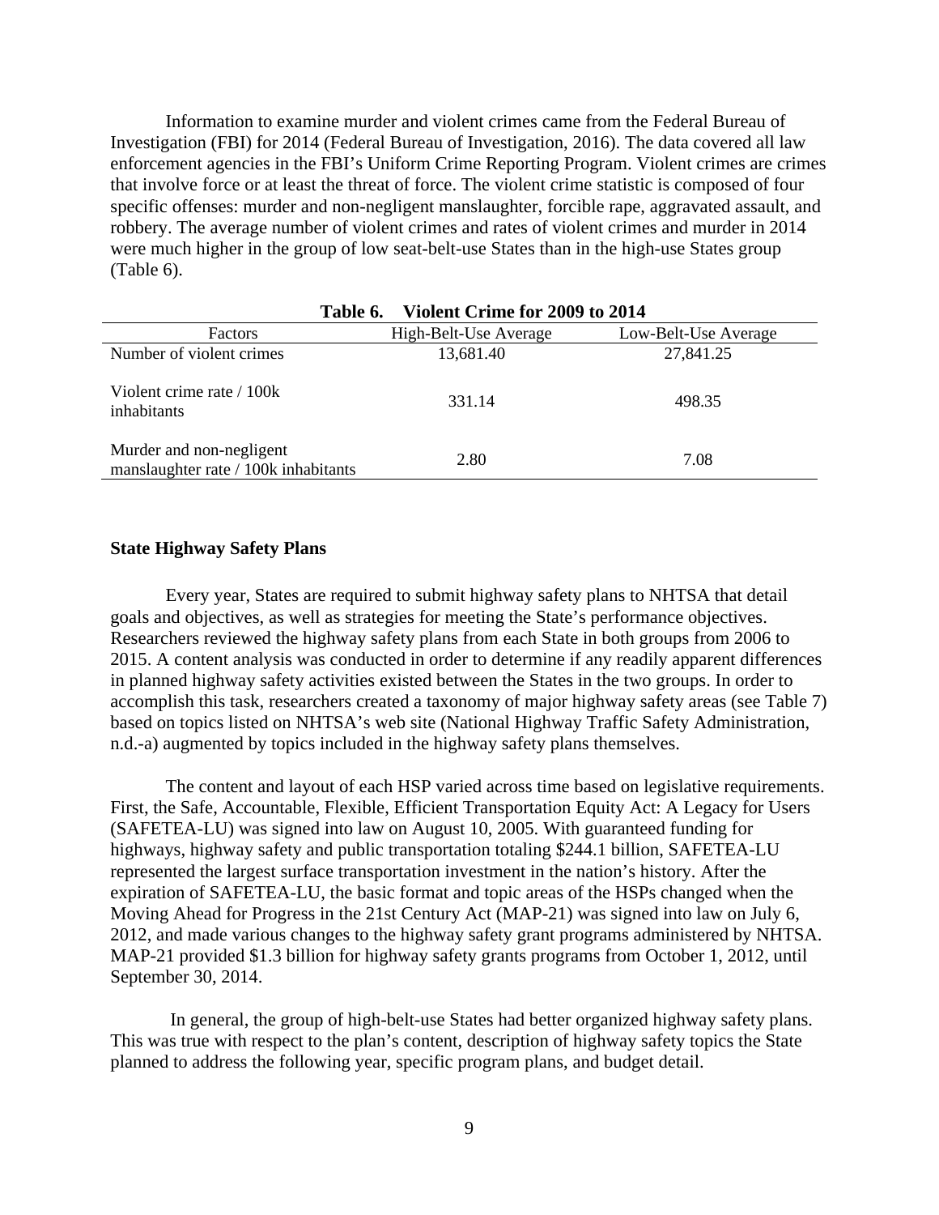Information to examine murder and violent crimes came from the Federal Bureau of Investigation (FBI) for 2014 (Federal Bureau of Investigation, 2016). The data covered all law enforcement agencies in the FBI's Uniform Crime Reporting Program. Violent crimes are crimes that involve force or at least the threat of force. The violent crime statistic is composed of four specific offenses: murder and non-negligent manslaughter, forcible rape, aggravated assault, and robbery. The average number of violent crimes and rates of violent crimes and murder in 2014 were much higher in the group of low seat-belt-use States than in the high-use States group (Table 6).

**Table 6. Violent Crime for 2009 to 2014**

| Factors | High-Belt-Use Average | Low-Belt-Use Average |
|---|---|---|
| Number of violent crimes | 13,681.40 | 27,841.25 |
| Violent crime rate / 100k inhabitants | 331.14 | 498.35 |
| Murder and non-negligent manslaughter rate / 100k inhabitants | 2.80 | 7.08 |

### State Highway Safety Plans

Every year, States are required to submit highway safety plans to NHTSA that detail goals and objectives, as well as strategies for meeting the State's performance objectives. Researchers reviewed the highway safety plans from each State in both groups from 2006 to 2015. A content analysis was conducted in order to determine if any readily apparent differences in planned highway safety activities existed between the States in the two groups. In order to accomplish this task, researchers created a taxonomy of major highway safety areas (see Table 7) based on topics listed on NHTSA's web site (National Highway Traffic Safety Administration, n.d.-a) augmented by topics included in the highway safety plans themselves.

The content and layout of each HSP varied across time based on legislative requirements. First, the Safe, Accountable, Flexible, Efficient Transportation Equity Act: A Legacy for Users (SAFETEA-LU) was signed into law on August 10, 2005. With guaranteed funding for highways, highway safety and public transportation totaling \$244.1 billion, SAFETEA-LU represented the largest surface transportation investment in the nation's history. After the expiration of SAFETEA-LU, the basic format and topic areas of the HSPs changed when the Moving Ahead for Progress in the 21st Century Act (MAP-21) was signed into law on July 6, 2012, and made various changes to the highway safety grant programs administered by NHTSA. MAP-21 provided \$1.3 billion for highway safety grants programs from October 1, 2012, until September 30, 2014.

In general, the group of high-belt-use States had better organized highway safety plans. This was true with respect to the plan's content, description of highway safety topics the State planned to address the following year, specific program plans, and budget detail.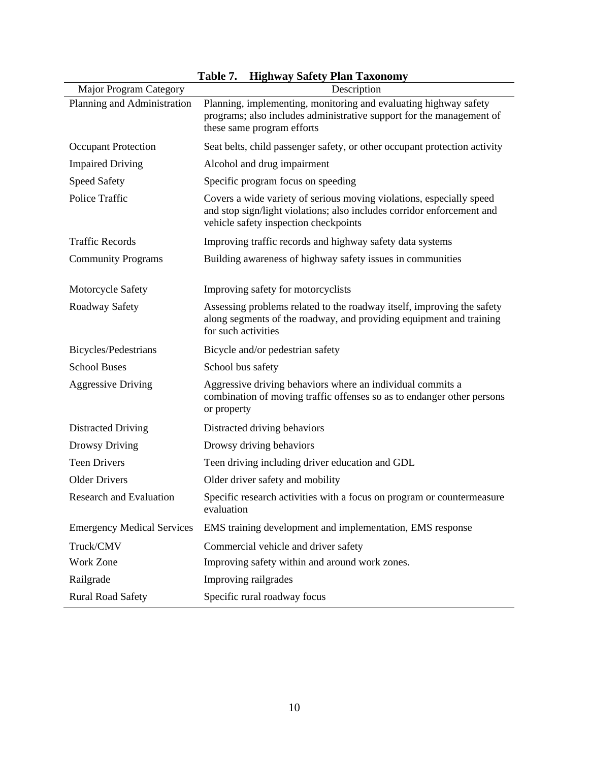**Table 7. Highway Safety Plan Taxonomy**

| Major Program Category | Description |
|---|---|
| Planning and Administration | Planning, implementing, monitoring and evaluating highway safety programs; also includes administrative support for the management of these same program efforts |
| Occupant Protection | Seat belts, child passenger safety, or other occupant protection activity |
| Impaired Driving | Alcohol and drug impairment |
| Speed Safety | Specific program focus on speeding |
| Police Traffic | Covers a wide variety of serious moving violations, especially speed and stop sign/light violations; also includes corridor enforcement and vehicle safety inspection checkpoints |
| Traffic Records | Improving traffic records and highway safety data systems |
| Community Programs | Building awareness of highway safety issues in communities |
| Motorcycle Safety | Improving safety for motorcyclists |
| Roadway Safety | Assessing problems related to the roadway itself, improving the safety along segments of the roadway, and providing equipment and training for such activities |
| Bicycles/Pedestrians | Bicycle and/or pedestrian safety |
| School Buses | School bus safety |
| Aggressive Driving | Aggressive driving behaviors where an individual commits a combination of moving traffic offenses so as to endanger other persons or property |
| Distracted Driving | Distracted driving behaviors |
| Drowsy Driving | Drowsy driving behaviors |
| Teen Drivers | Teen driving including driver education and GDL |
| Older Drivers | Older driver safety and mobility |
| Research and Evaluation | Specific research activities with a focus on program or countermeasure evaluation |
| Emergency Medical Services | EMS training development and implementation, EMS response |
| Truck/CMV | Commercial vehicle and driver safety |
| Work Zone | Improving safety within and around work zones. |
| Railgrade | Improving railgrades |
| Rural Road Safety | Specific rural roadway focus |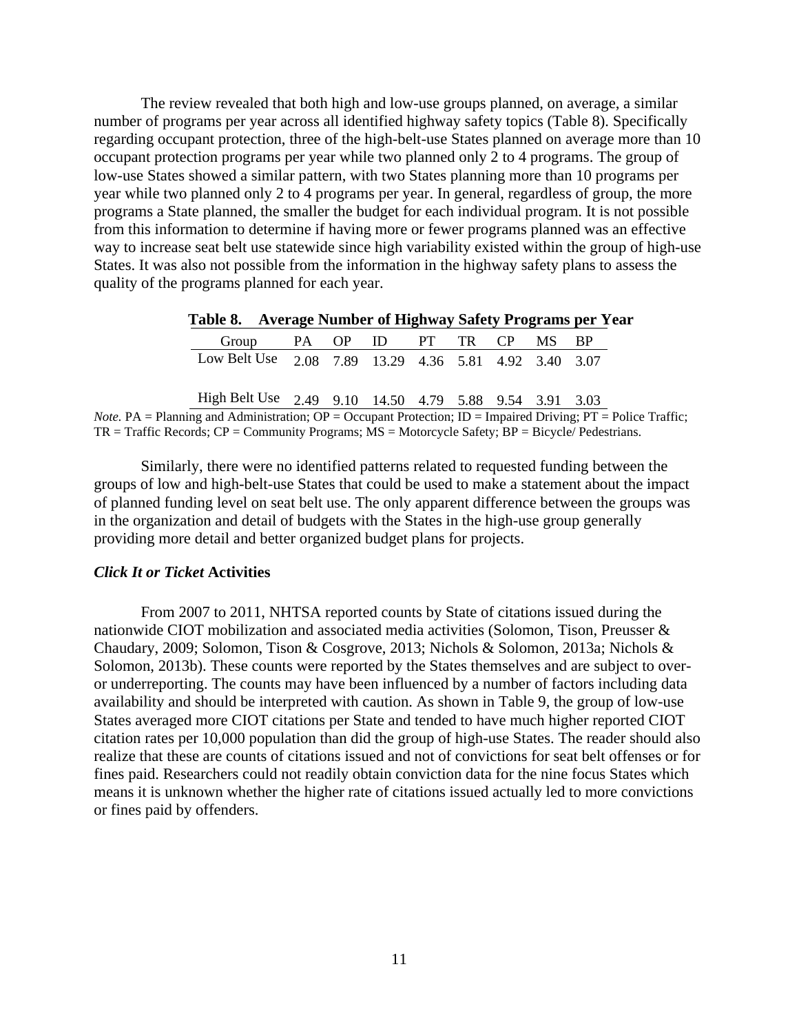The review revealed that both high and low-use groups planned, on average, a similar number of programs per year across all identified highway safety topics (Table 8). Specifically regarding occupant protection, three of the high-belt-use States planned on average more than 10 occupant protection programs per year while two planned only 2 to 4 programs. The group of low-use States showed a similar pattern, with two States planning more than 10 programs per year while two planned only 2 to 4 programs per year. In general, regardless of group, the more programs a State planned, the smaller the budget for each individual program. It is not possible from this information to determine if having more or fewer programs planned was an effective way to increase seat belt use statewide since high variability existed within the group of high-use States. It was also not possible from the information in the highway safety plans to assess the quality of the programs planned for each year.

**Table 8. Average Number of Highway Safety Programs per Year**

| Group | PA | OP | ID | PT | TR | CP | MS | BP |
|---|---|---|---|---|---|---|---|---|
| Low Belt Use | 2.08 | 7.89 | 13.29 | 4.36 | 5.81 | 4.92 | 3.40 | 3.07 |
| High Belt Use | 2.49 | 9.10 | 14.50 | 4.79 | 5.88 | 9.54 | 3.91 | 3.03 |

*Note.* PA = Planning and Administration; OP = Occupant Protection; ID = Impaired Driving; PT = Police Traffic; TR = Traffic Records; CP = Community Programs; MS = Motorcycle Safety; BP = Bicycle/ Pedestrians.

Similarly, there were no identified patterns related to requested funding between the groups of low and high-belt-use States that could be used to make a statement about the impact of planned funding level on seat belt use. The only apparent difference between the groups was in the organization and detail of budgets with the States in the high-use group generally providing more detail and better organized budget plans for projects.

### *Click It or Ticket* Activities

From 2007 to 2011, NHTSA reported counts by State of citations issued during the nationwide CIOT mobilization and associated media activities (Solomon, Tison, Preusser & Chaudary, 2009; Solomon, Tison & Cosgrove, 2013; Nichols & Solomon, 2013a; Nichols & Solomon, 2013b). These counts were reported by the States themselves and are subject to over- or underreporting. The counts may have been influenced by a number of factors including data availability and should be interpreted with caution. As shown in Table 9, the group of low-use States averaged more CIOT citations per State and tended to have much higher reported CIOT citation rates per 10,000 population than did the group of high-use States. The reader should also realize that these are counts of citations issued and not of convictions for seat belt offenses or for fines paid. Researchers could not readily obtain conviction data for the nine focus States which means it is unknown whether the higher rate of citations issued actually led to more convictions or fines paid by offenders.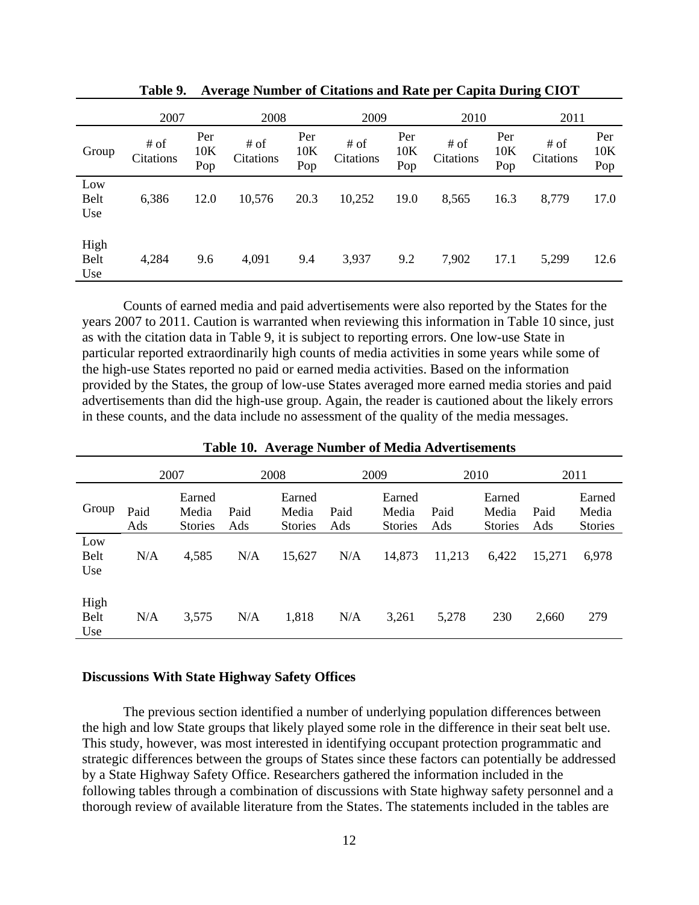**Table 9. Average Number of Citations and Rate per Capita During CIOT**

| | 2007 | | 2008 | | 2009 | | 2010 | | 2011 | |
|---|---|---|---|---|---|---|---|---|---|---|
| Group | # of Citations | Per 10K Pop | # of Citations | Per 10K Pop | # of Citations | Per 10K Pop | # of Citations | Per 10K Pop | # of Citations | Per 10K Pop |
| Low Belt Use | 6,386 | 12.0 | 10,576 | 20.3 | 10,252 | 19.0 | 8,565 | 16.3 | 8,779 | 17.0 |
| High Belt Use | 4,284 | 9.6 | 4,091 | 9.4 | 3,937 | 9.2 | 7,902 | 17.1 | 5,299 | 12.6 |

Counts of earned media and paid advertisements were also reported by the States for the years 2007 to 2011. Caution is warranted when reviewing this information in Table 10 since, just as with the citation data in Table 9, it is subject to reporting errors. One low-use State in particular reported extraordinarily high counts of media activities in some years while some of the high-use States reported no paid or earned media activities. Based on the information provided by the States, the group of low-use States averaged more earned media stories and paid advertisements than did the high-use group. Again, the reader is cautioned about the likely errors in these counts, and the data include no assessment of the quality of the media messages.

**Table 10. Average Number of Media Advertisements**

| | 2007 | | 2008 | | 2009 | | 2010 | | 2011 | |
|---|---|---|---|---|---|---|---|---|---|---|
| Group | Paid Ads | Earned Media Stories | Paid Ads | Earned Media Stories | Paid Ads | Earned Media Stories | Paid Ads | Earned Media Stories | Paid Ads | Earned Media Stories |
| Low Belt Use | N/A | 4,585 | N/A | 15,627 | N/A | 14,873 | 11,213 | 6,422 | 15,271 | 6,978 |
| High Belt Use | N/A | 3,575 | N/A | 1,818 | N/A | 3,261 | 5,278 | 230 | 2,660 | 279 |

**Discussions With State Highway Safety Offices**

The previous section identified a number of underlying population differences between the high and low State groups that likely played some role in the difference in their seat belt use. This study, however, was most interested in identifying occupant protection programmatic and strategic differences between the groups of States since these factors can potentially be addressed by a State Highway Safety Office. Researchers gathered the information included in the following tables through a combination of discussions with State highway safety personnel and a thorough review of available literature from the States. The statements included in the tables are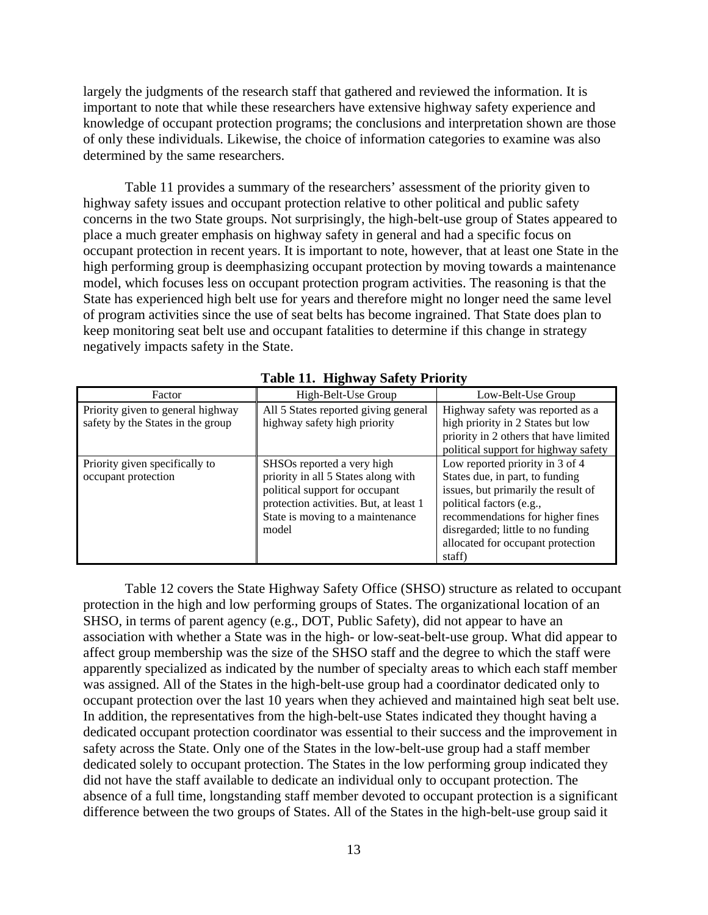largely the judgments of the research staff that gathered and reviewed the information. It is important to note that while these researchers have extensive highway safety experience and knowledge of occupant protection programs; the conclusions and interpretation shown are those of only these individuals. Likewise, the choice of information categories to examine was also determined by the same researchers.

Table 11 provides a summary of the researchers' assessment of the priority given to highway safety issues and occupant protection relative to other political and public safety concerns in the two State groups. Not surprisingly, the high-belt-use group of States appeared to place a much greater emphasis on highway safety in general and had a specific focus on occupant protection in recent years. It is important to note, however, that at least one State in the high performing group is deemphasizing occupant protection by moving towards a maintenance model, which focuses less on occupant protection program activities. The reasoning is that the State has experienced high belt use for years and therefore might no longer need the same level of program activities since the use of seat belts has become ingrained. That State does plan to keep monitoring seat belt use and occupant fatalities to determine if this change in strategy negatively impacts safety in the State.

**Table 11. Highway Safety Priority**

| Factor | High-Belt-Use Group | Low-Belt-Use Group |
|---|---|---|
| Priority given to general highway safety by the States in the group | All 5 States reported giving general highway safety high priority | Highway safety was reported as a high priority in 2 States but low priority in 2 others that have limited political support for highway safety |
| Priority given specifically to occupant protection | SHSOs reported a very high priority in all 5 States along with political support for occupant protection activities. But, at least 1 State is moving to a maintenance model | Low reported priority in 3 of 4 States due, in part, to funding issues, but primarily the result of political factors (e.g., recommendations for higher fines disregarded; little to no funding allocated for occupant protection staff) |

Table 12 covers the State Highway Safety Office (SHSO) structure as related to occupant protection in the high and low performing groups of States. The organizational location of an SHSO, in terms of parent agency (e.g., DOT, Public Safety), did not appear to have an association with whether a State was in the high- or low-seat-belt-use group. What did appear to affect group membership was the size of the SHSO staff and the degree to which the staff were apparently specialized as indicated by the number of specialty areas to which each staff member was assigned. All of the States in the high-belt-use group had a coordinator dedicated only to occupant protection over the last 10 years when they achieved and maintained high seat belt use. In addition, the representatives from the high-belt-use States indicated they thought having a dedicated occupant protection coordinator was essential to their success and the improvement in safety across the State. Only one of the States in the low-belt-use group had a staff member dedicated solely to occupant protection. The States in the low performing group indicated they did not have the staff available to dedicate an individual only to occupant protection. The absence of a full time, longstanding staff member devoted to occupant protection is a significant difference between the two groups of States. All of the States in the high-belt-use group said it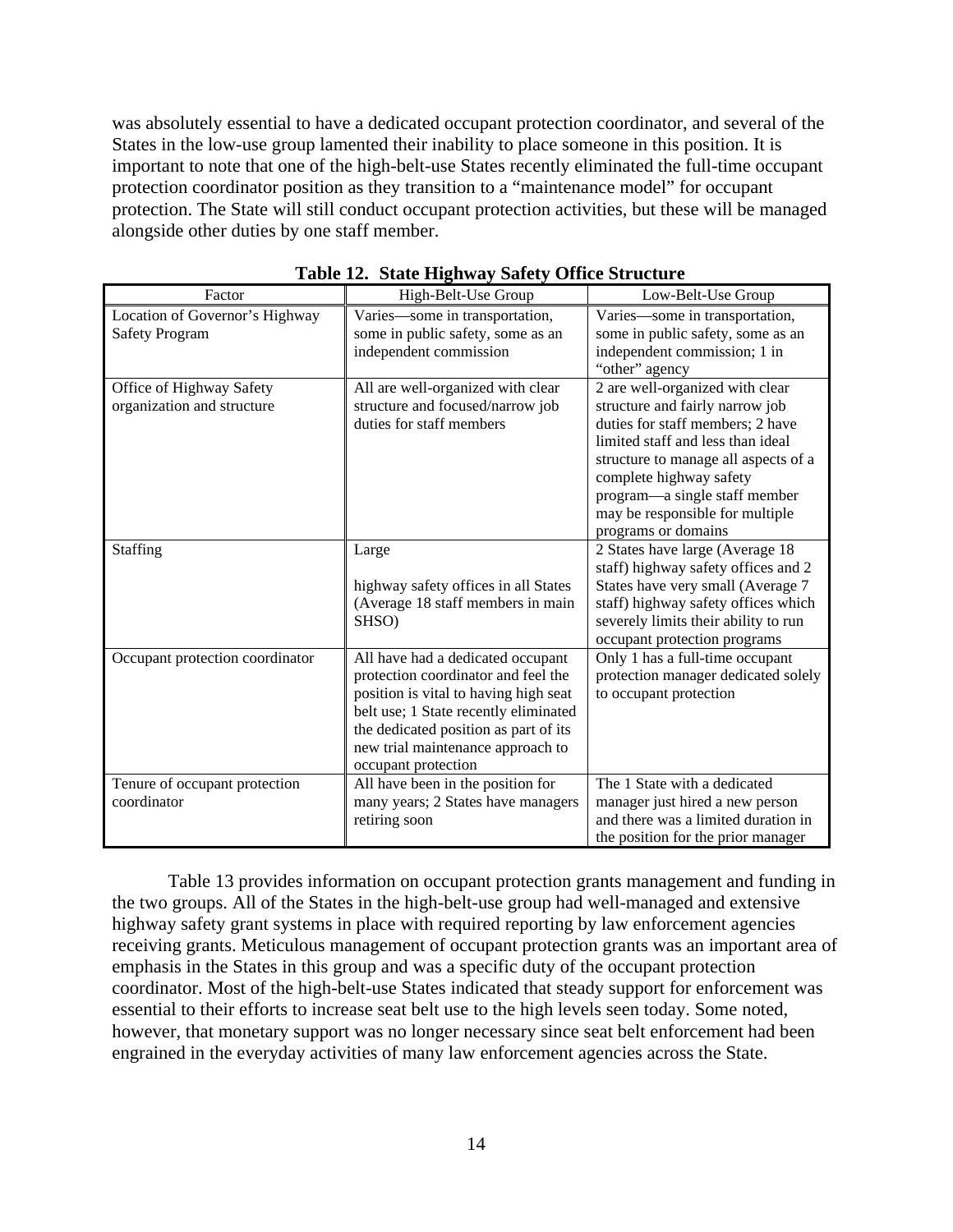was absolutely essential to have a dedicated occupant protection coordinator, and several of the States in the low-use group lamented their inability to place someone in this position. It is important to note that one of the high-belt-use States recently eliminated the full-time occupant protection coordinator position as they transition to a "maintenance model" for occupant protection. The State will still conduct occupant protection activities, but these will be managed alongside other duties by one staff member.

**Table 12. State Highway Safety Office Structure**

| Factor | High-Belt-Use Group | Low-Belt-Use Group |
|---|---|---|
| Location of Governor's Highway Safety Program | Varies—some in transportation, some in public safety, some as an independent commission | Varies—some in transportation, some in public safety, some as an independent commission; 1 in "other" agency |
| Office of Highway Safety organization and structure | All are well-organized with clear structure and focused/narrow job duties for staff members | 2 are well-organized with clear structure and fairly narrow job duties for staff members; 2 have limited staff and less than ideal structure to manage all aspects of a complete highway safety program—a single staff member may be responsible for multiple programs or domains |
| Staffing | Large<br><br>highway safety offices in all States (Average 18 staff members in main SHSO) | 2 States have large (Average 18 staff) highway safety offices and 2 States have very small (Average 7 staff) highway safety offices which severely limits their ability to run occupant protection programs |
| Occupant protection coordinator | All have had a dedicated occupant protection coordinator and feel the position is vital to having high seat belt use; 1 State recently eliminated the dedicated position as part of its new trial maintenance approach to occupant protection | Only 1 has a full-time occupant protection manager dedicated solely to occupant protection |
| Tenure of occupant protection coordinator | All have been in the position for many years; 2 States have managers retiring soon | The 1 State with a dedicated manager just hired a new person and there was a limited duration in the position for the prior manager |

Table 13 provides information on occupant protection grants management and funding in the two groups. All of the States in the high-belt-use group had well-managed and extensive highway safety grant systems in place with required reporting by law enforcement agencies receiving grants. Meticulous management of occupant protection grants was an important area of emphasis in the States in this group and was a specific duty of the occupant protection coordinator. Most of the high-belt-use States indicated that steady support for enforcement was essential to their efforts to increase seat belt use to the high levels seen today. Some noted, however, that monetary support was no longer necessary since seat belt enforcement had been engrained in the everyday activities of many law enforcement agencies across the State.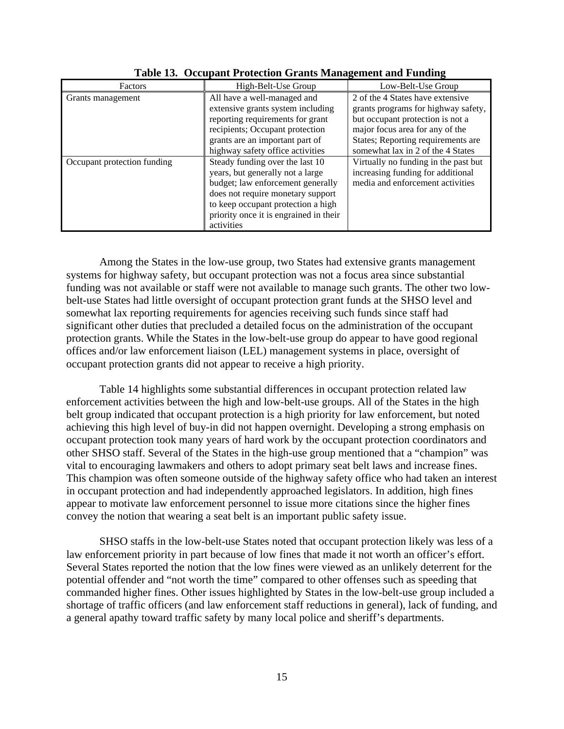**Table 13. Occupant Protection Grants Management and Funding**

| Factors | High-Belt-Use Group | Low-Belt-Use Group |
|---|---|---|
| Grants management | All have a well-managed and extensive grants system including reporting requirements for grant recipients; Occupant protection grants are an important part of highway safety office activities | 2 of the 4 States have extensive grants programs for highway safety, but occupant protection is not a major focus area for any of the States; Reporting requirements are somewhat lax in 2 of the 4 States |
| Occupant protection funding | Steady funding over the last 10 years, but generally not a large budget; law enforcement generally does not require monetary support to keep occupant protection a high priority once it is engrained in their activities | Virtually no funding in the past but increasing funding for additional media and enforcement activities |

Among the States in the low-use group, two States had extensive grants management systems for highway safety, but occupant protection was not a focus area since substantial funding was not available or staff were not available to manage such grants. The other two low-belt-use States had little oversight of occupant protection grant funds at the SHSO level and somewhat lax reporting requirements for agencies receiving such funds since staff had significant other duties that precluded a detailed focus on the administration of the occupant protection grants. While the States in the low-belt-use group do appear to have good regional offices and/or law enforcement liaison (LEL) management systems in place, oversight of occupant protection grants did not appear to receive a high priority.

Table 14 highlights some substantial differences in occupant protection related law enforcement activities between the high and low-belt-use groups. All of the States in the high belt group indicated that occupant protection is a high priority for law enforcement, but noted achieving this high level of buy-in did not happen overnight. Developing a strong emphasis on occupant protection took many years of hard work by the occupant protection coordinators and other SHSO staff. Several of the States in the high-use group mentioned that a "champion" was vital to encouraging lawmakers and others to adopt primary seat belt laws and increase fines. This champion was often someone outside of the highway safety office who had taken an interest in occupant protection and had independently approached legislators. In addition, high fines appear to motivate law enforcement personnel to issue more citations since the higher fines convey the notion that wearing a seat belt is an important public safety issue.

SHSO staffs in the low-belt-use States noted that occupant protection likely was less of a law enforcement priority in part because of low fines that made it not worth an officer's effort. Several States reported the notion that the low fines were viewed as an unlikely deterrent for the potential offender and "not worth the time" compared to other offenses such as speeding that commanded higher fines. Other issues highlighted by States in the low-belt-use group included a shortage of traffic officers (and law enforcement staff reductions in general), lack of funding, and a general apathy toward traffic safety by many local police and sheriff's departments.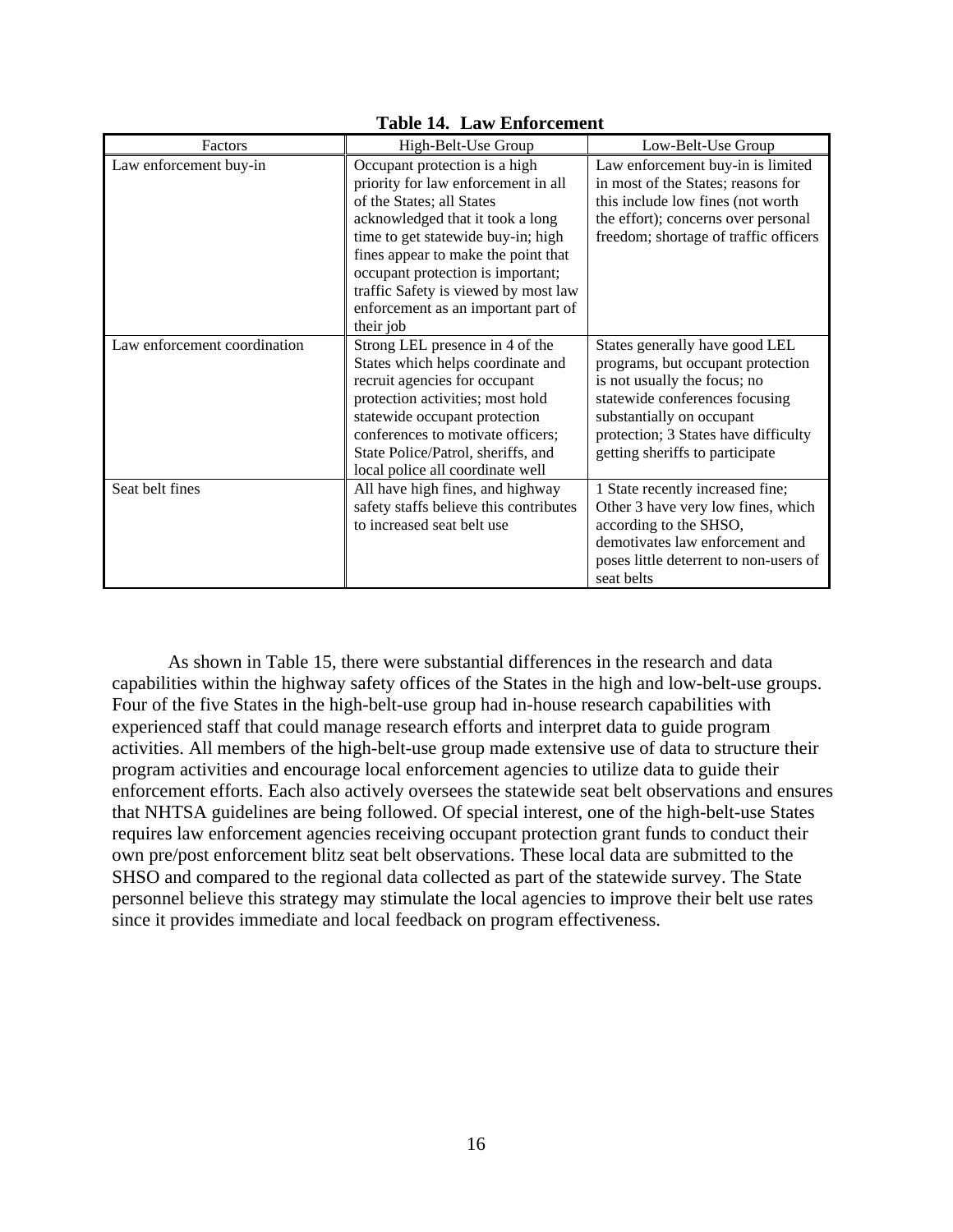**Table 14. Law Enforcement**

| Factors | High-Belt-Use Group | Low-Belt-Use Group |
|---|---|---|
| Law enforcement buy-in | Occupant protection is a high priority for law enforcement in all of the States; all States acknowledged that it took a long time to get statewide buy-in; high fines appear to make the point that occupant protection is important; traffic Safety is viewed by most law enforcement as an important part of their job | Law enforcement buy-in is limited in most of the States; reasons for this include low fines (not worth the effort); concerns over personal freedom; shortage of traffic officers |
| Law enforcement coordination | Strong LEL presence in 4 of the States which helps coordinate and recruit agencies for occupant protection activities; most hold statewide occupant protection conferences to motivate officers; State Police/Patrol, sheriffs, and local police all coordinate well | States generally have good LEL programs, but occupant protection is not usually the focus; no statewide conferences focusing substantially on occupant protection; 3 States have difficulty getting sheriffs to participate |
| Seat belt fines | All have high fines, and highway safety staffs believe this contributes to increased seat belt use | 1 State recently increased fine; Other 3 have very low fines, which according to the SHSO, demotivates law enforcement and poses little deterrent to non-users of seat belts |

As shown in Table 15, there were substantial differences in the research and data capabilities within the highway safety offices of the States in the high and low-belt-use groups. Four of the five States in the high-belt-use group had in-house research capabilities with experienced staff that could manage research efforts and interpret data to guide program activities. All members of the high-belt-use group made extensive use of data to structure their program activities and encourage local enforcement agencies to utilize data to guide their enforcement efforts. Each also actively oversees the statewide seat belt observations and ensures that NHTSA guidelines are being followed. Of special interest, one of the high-belt-use States requires law enforcement agencies receiving occupant protection grant funds to conduct their own pre/post enforcement blitz seat belt observations. These local data are submitted to the SHSO and compared to the regional data collected as part of the statewide survey. The State personnel believe this strategy may stimulate the local agencies to improve their belt use rates since it provides immediate and local feedback on program effectiveness.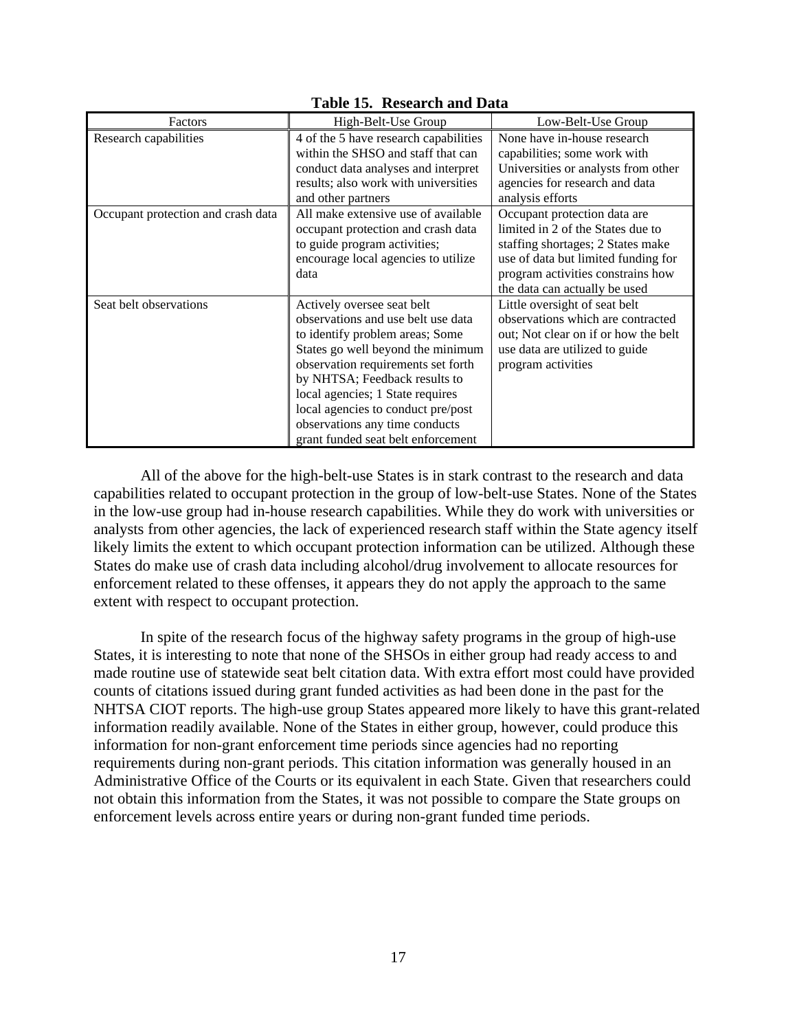**Table 15. Research and Data**

| Factors | High-Belt-Use Group | Low-Belt-Use Group |
|---|---|---|
| Research capabilities | 4 of the 5 have research capabilities within the SHSO and staff that can conduct data analyses and interpret results; also work with universities and other partners | None have in-house research capabilities; some work with Universities or analysts from other agencies for research and data analysis efforts |
| Occupant protection and crash data | All make extensive use of available occupant protection and crash data to guide program activities; encourage local agencies to utilize data | Occupant protection data are limited in 2 of the States due to staffing shortages; 2 States make use of data but limited funding for program activities constrains how the data can actually be used |
| Seat belt observations | Actively oversee seat belt observations and use belt use data to identify problem areas; Some States go well beyond the minimum observation requirements set forth by NHTSA; Feedback results to local agencies; 1 State requires local agencies to conduct pre/post observations any time conducts grant funded seat belt enforcement | Little oversight of seat belt observations which are contracted out; Not clear on if or how the belt use data are utilized to guide program activities |

All of the above for the high-belt-use States is in stark contrast to the research and data capabilities related to occupant protection in the group of low-belt-use States. None of the States in the low-use group had in-house research capabilities. While they do work with universities or analysts from other agencies, the lack of experienced research staff within the State agency itself likely limits the extent to which occupant protection information can be utilized. Although these States do make use of crash data including alcohol/drug involvement to allocate resources for enforcement related to these offenses, it appears they do not apply the approach to the same extent with respect to occupant protection.

In spite of the research focus of the highway safety programs in the group of high-use States, it is interesting to note that none of the SHSOs in either group had ready access to and made routine use of statewide seat belt citation data. With extra effort most could have provided counts of citations issued during grant funded activities as had been done in the past for the NHTSA CIOT reports. The high-use group States appeared more likely to have this grant-related information readily available. None of the States in either group, however, could produce this information for non-grant enforcement time periods since agencies had no reporting requirements during non-grant periods. This citation information was generally housed in an Administrative Office of the Courts or its equivalent in each State. Given that researchers could not obtain this information from the States, it was not possible to compare the State groups on enforcement levels across entire years or during non-grant funded time periods.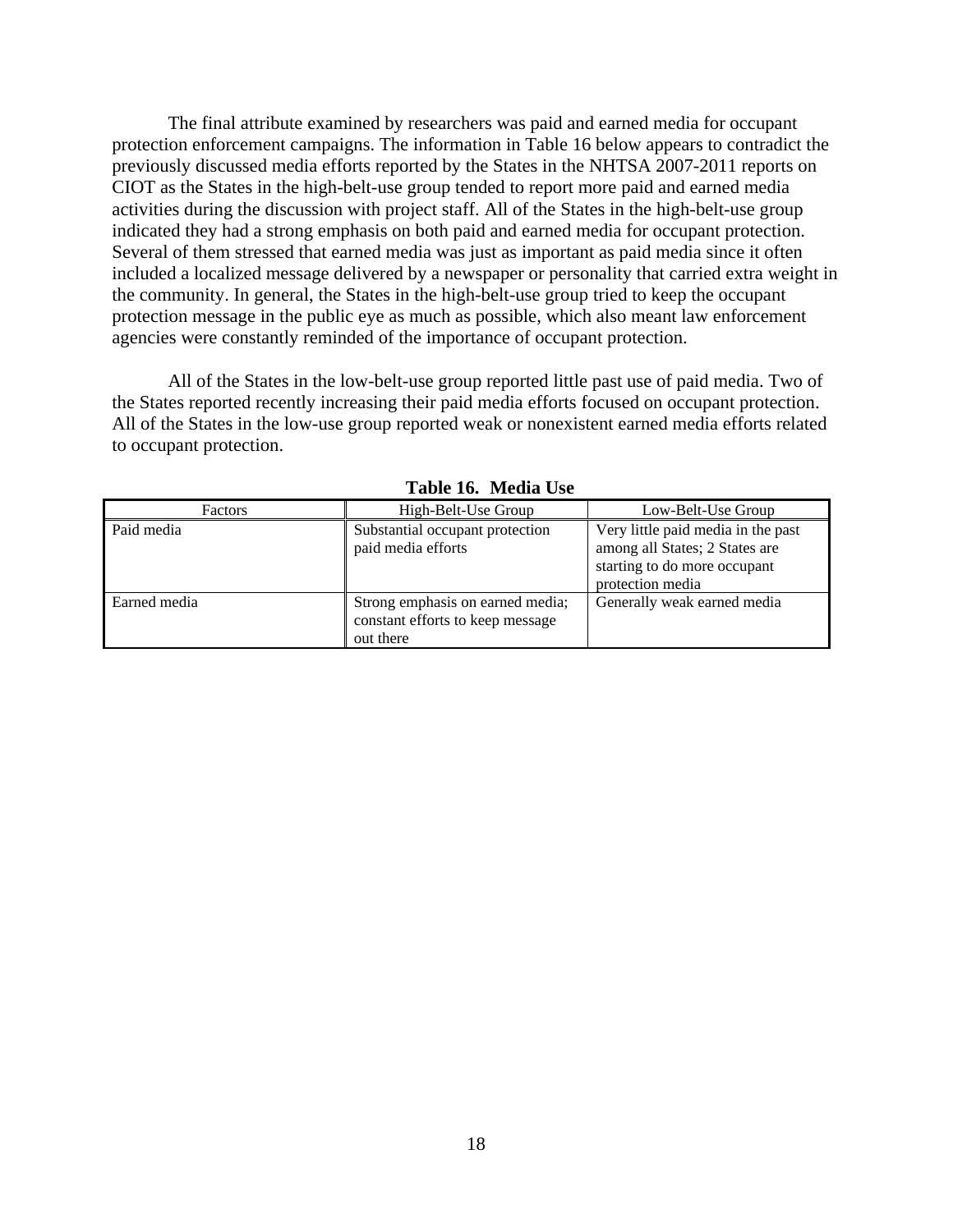The final attribute examined by researchers was paid and earned media for occupant protection enforcement campaigns. The information in Table 16 below appears to contradict the previously discussed media efforts reported by the States in the NHTSA 2007-2011 reports on CIOT as the States in the high-belt-use group tended to report more paid and earned media activities during the discussion with project staff. All of the States in the high-belt-use group indicated they had a strong emphasis on both paid and earned media for occupant protection. Several of them stressed that earned media was just as important as paid media since it often included a localized message delivered by a newspaper or personality that carried extra weight in the community. In general, the States in the high-belt-use group tried to keep the occupant protection message in the public eye as much as possible, which also meant law enforcement agencies were constantly reminded of the importance of occupant protection.

All of the States in the low-belt-use group reported little past use of paid media. Two of the States reported recently increasing their paid media efforts focused on occupant protection. All of the States in the low-use group reported weak or nonexistent earned media efforts related to occupant protection.

**Table 16. Media Use**

| Factors | High-Belt-Use Group | Low-Belt-Use Group |
|---|---|---|
| Paid media | Substantial occupant protection paid media efforts | Very little paid media in the past among all States; 2 States are starting to do more occupant protection media |
| Earned media | Strong emphasis on earned media; constant efforts to keep message out there | Generally weak earned media |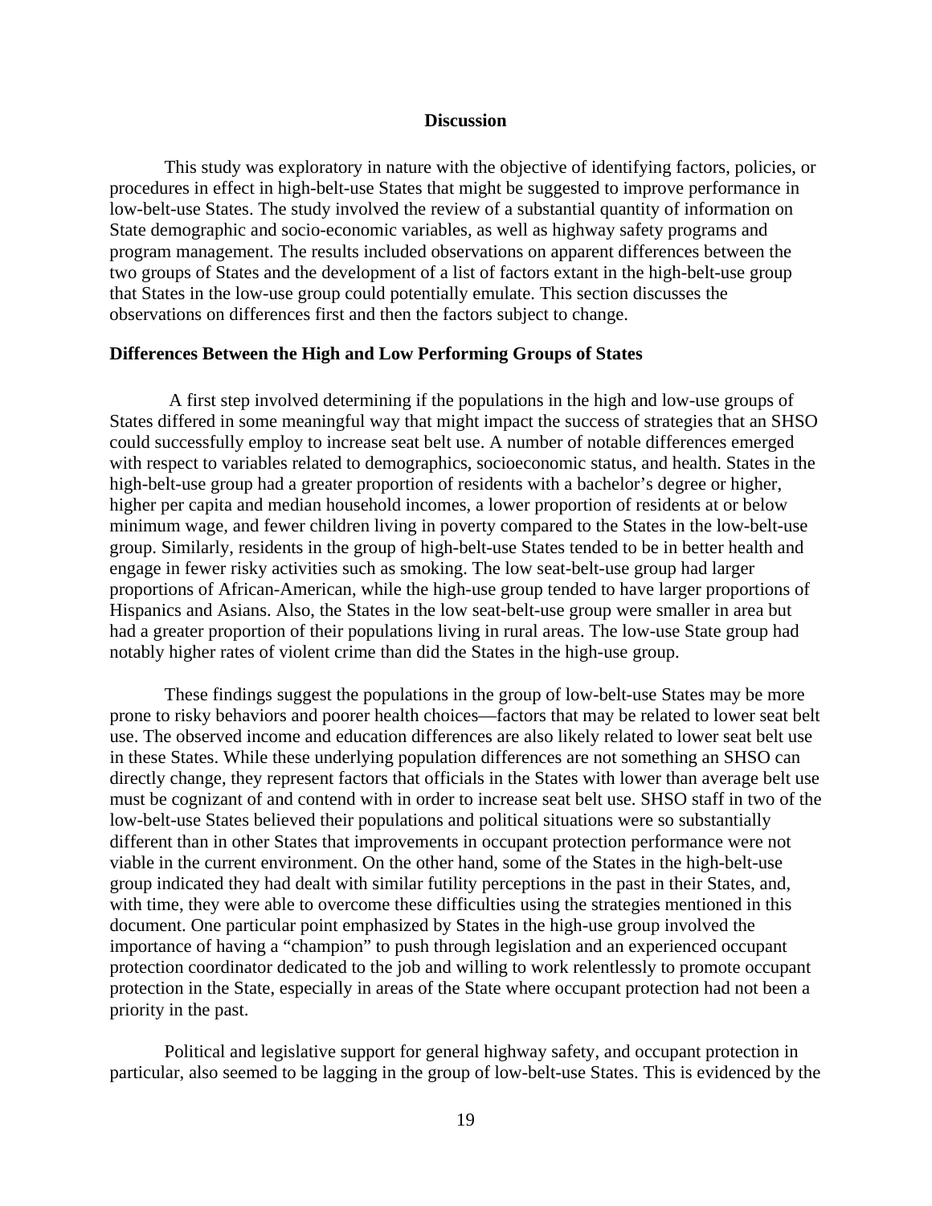## Discussion

This study was exploratory in nature with the objective of identifying factors, policies, or procedures in effect in high-belt-use States that might be suggested to improve performance in low-belt-use States. The study involved the review of a substantial quantity of information on State demographic and socio-economic variables, as well as highway safety programs and program management. The results included observations on apparent differences between the two groups of States and the development of a list of factors extant in the high-belt-use group that States in the low-use group could potentially emulate. This section discusses the observations on differences first and then the factors subject to change.

### Differences Between the High and Low Performing Groups of States

A first step involved determining if the populations in the high and low-use groups of States differed in some meaningful way that might impact the success of strategies that an SHSO could successfully employ to increase seat belt use. A number of notable differences emerged with respect to variables related to demographics, socioeconomic status, and health. States in the high-belt-use group had a greater proportion of residents with a bachelor's degree or higher, higher per capita and median household incomes, a lower proportion of residents at or below minimum wage, and fewer children living in poverty compared to the States in the low-belt-use group. Similarly, residents in the group of high-belt-use States tended to be in better health and engage in fewer risky activities such as smoking. The low seat-belt-use group had larger proportions of African-American, while the high-use group tended to have larger proportions of Hispanics and Asians. Also, the States in the low seat-belt-use group were smaller in area but had a greater proportion of their populations living in rural areas. The low-use State group had notably higher rates of violent crime than did the States in the high-use group.

These findings suggest the populations in the group of low-belt-use States may be more prone to risky behaviors and poorer health choices—factors that may be related to lower seat belt use. The observed income and education differences are also likely related to lower seat belt use in these States. While these underlying population differences are not something an SHSO can directly change, they represent factors that officials in the States with lower than average belt use must be cognizant of and contend with in order to increase seat belt use. SHSO staff in two of the low-belt-use States believed their populations and political situations were so substantially different than in other States that improvements in occupant protection performance were not viable in the current environment. On the other hand, some of the States in the high-belt-use group indicated they had dealt with similar futility perceptions in the past in their States, and, with time, they were able to overcome these difficulties using the strategies mentioned in this document. One particular point emphasized by States in the high-use group involved the importance of having a "champion" to push through legislation and an experienced occupant protection coordinator dedicated to the job and willing to work relentlessly to promote occupant protection in the State, especially in areas of the State where occupant protection had not been a priority in the past.

Political and legislative support for general highway safety, and occupant protection in particular, also seemed to be lagging in the group of low-belt-use States. This is evidenced by the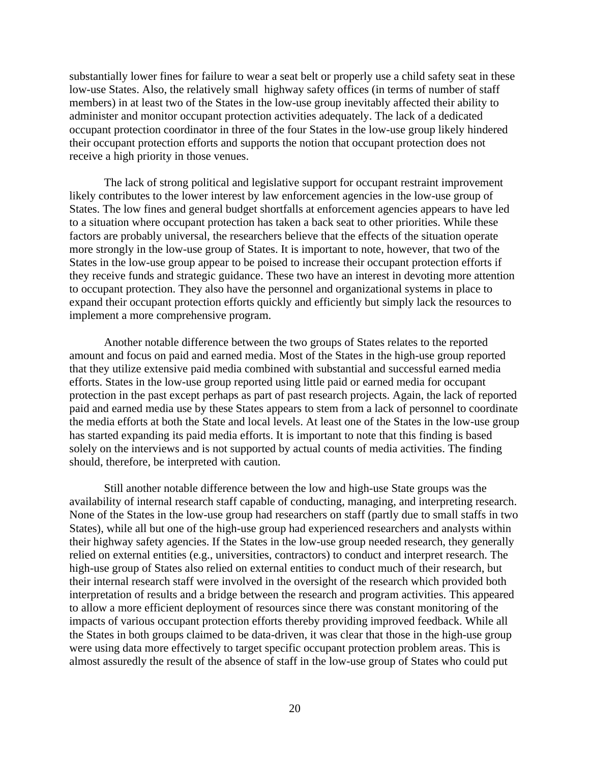substantially lower fines for failure to wear a seat belt or properly use a child safety seat in these low-use States. Also, the relatively small highway safety offices (in terms of number of staff members) in at least two of the States in the low-use group inevitably affected their ability to administer and monitor occupant protection activities adequately. The lack of a dedicated occupant protection coordinator in three of the four States in the low-use group likely hindered their occupant protection efforts and supports the notion that occupant protection does not receive a high priority in those venues.

The lack of strong political and legislative support for occupant restraint improvement likely contributes to the lower interest by law enforcement agencies in the low-use group of States. The low fines and general budget shortfalls at enforcement agencies appears to have led to a situation where occupant protection has taken a back seat to other priorities. While these factors are probably universal, the researchers believe that the effects of the situation operate more strongly in the low-use group of States. It is important to note, however, that two of the States in the low-use group appear to be poised to increase their occupant protection efforts if they receive funds and strategic guidance. These two have an interest in devoting more attention to occupant protection. They also have the personnel and organizational systems in place to expand their occupant protection efforts quickly and efficiently but simply lack the resources to implement a more comprehensive program.

Another notable difference between the two groups of States relates to the reported amount and focus on paid and earned media. Most of the States in the high-use group reported that they utilize extensive paid media combined with substantial and successful earned media efforts. States in the low-use group reported using little paid or earned media for occupant protection in the past except perhaps as part of past research projects. Again, the lack of reported paid and earned media use by these States appears to stem from a lack of personnel to coordinate the media efforts at both the State and local levels. At least one of the States in the low-use group has started expanding its paid media efforts. It is important to note that this finding is based solely on the interviews and is not supported by actual counts of media activities. The finding should, therefore, be interpreted with caution.

Still another notable difference between the low and high-use State groups was the availability of internal research staff capable of conducting, managing, and interpreting research. None of the States in the low-use group had researchers on staff (partly due to small staffs in two States), while all but one of the high-use group had experienced researchers and analysts within their highway safety agencies. If the States in the low-use group needed research, they generally relied on external entities (e.g., universities, contractors) to conduct and interpret research. The high-use group of States also relied on external entities to conduct much of their research, but their internal research staff were involved in the oversight of the research which provided both interpretation of results and a bridge between the research and program activities. This appeared to allow a more efficient deployment of resources since there was constant monitoring of the impacts of various occupant protection efforts thereby providing improved feedback. While all the States in both groups claimed to be data-driven, it was clear that those in the high-use group were using data more effectively to target specific occupant protection problem areas. This is almost assuredly the result of the absence of staff in the low-use group of States who could put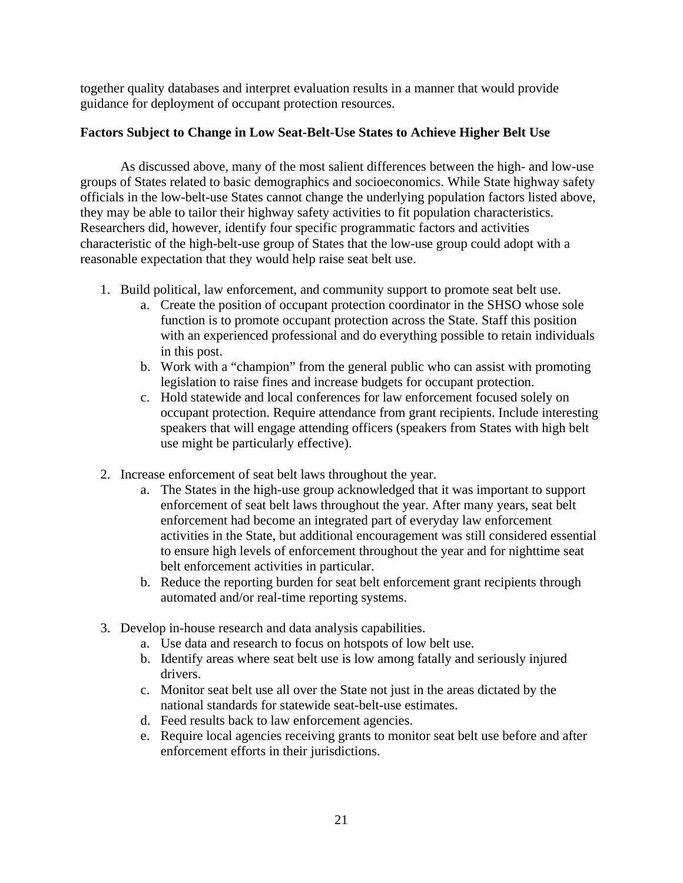together quality databases and interpret evaluation results in a manner that would provide guidance for deployment of occupant protection resources.

**Factors Subject to Change in Low Seat-Belt-Use States to Achieve Higher Belt Use**

As discussed above, many of the most salient differences between the high- and low-use groups of States related to basic demographics and socioeconomics. While State highway safety officials in the low-belt-use States cannot change the underlying population factors listed above, they may be able to tailor their highway safety activities to fit population characteristics. Researchers did, however, identify four specific programmatic factors and activities characteristic of the high-belt-use group of States that the low-use group could adopt with a reasonable expectation that they would help raise seat belt use.

1. Build political, law enforcement, and community support to promote seat belt use.
    a. Create the position of occupant protection coordinator in the SHSO whose sole function is to promote occupant protection across the State. Staff this position with an experienced professional and do everything possible to retain individuals in this post.
    b. Work with a "champion" from the general public who can assist with promoting legislation to raise fines and increase budgets for occupant protection.
    c. Hold statewide and local conferences for law enforcement focused solely on occupant protection. Require attendance from grant recipients. Include interesting speakers that will engage attending officers (speakers from States with high belt use might be particularly effective).

2. Increase enforcement of seat belt laws throughout the year.
    a. The States in the high-use group acknowledged that it was important to support enforcement of seat belt laws throughout the year. After many years, seat belt enforcement had become an integrated part of everyday law enforcement activities in the State, but additional encouragement was still considered essential to ensure high levels of enforcement throughout the year and for nighttime seat belt enforcement activities in particular.
    b. Reduce the reporting burden for seat belt enforcement grant recipients through automated and/or real-time reporting systems.

3. Develop in-house research and data analysis capabilities.
    a. Use data and research to focus on hotspots of low belt use.
    b. Identify areas where seat belt use is low among fatally and seriously injured drivers.
    c. Monitor seat belt use all over the State not just in the areas dictated by the national standards for statewide seat-belt-use estimates.
    d. Feed results back to law enforcement agencies.
    e. Require local agencies receiving grants to monitor seat belt use before and after enforcement efforts in their jurisdictions.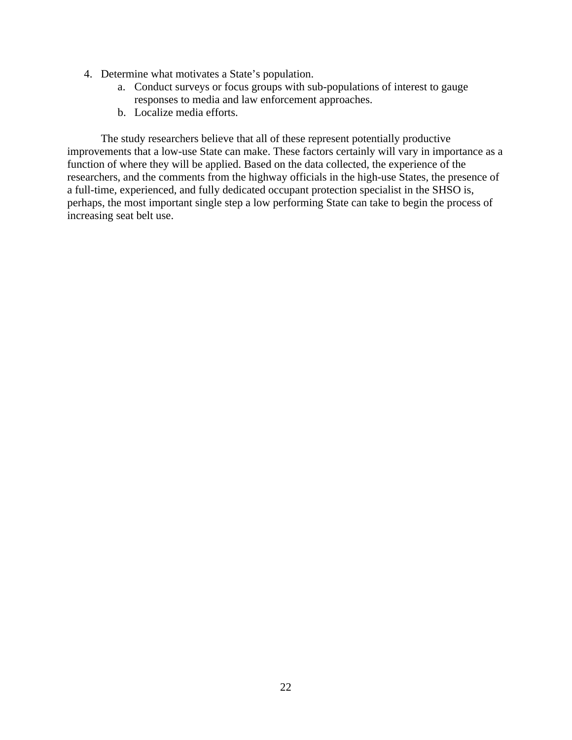4. Determine what motivates a State’s population.
    a. Conduct surveys or focus groups with sub-populations of interest to gauge responses to media and law enforcement approaches.
    b. Localize media efforts.

The study researchers believe that all of these represent potentially productive improvements that a low-use State can make. These factors certainly will vary in importance as a function of where they will be applied. Based on the data collected, the experience of the researchers, and the comments from the highway officials in the high-use States, the presence of a full-time, experienced, and fully dedicated occupant protection specialist in the SHSO is, perhaps, the most important single step a low performing State can take to begin the process of increasing seat belt use.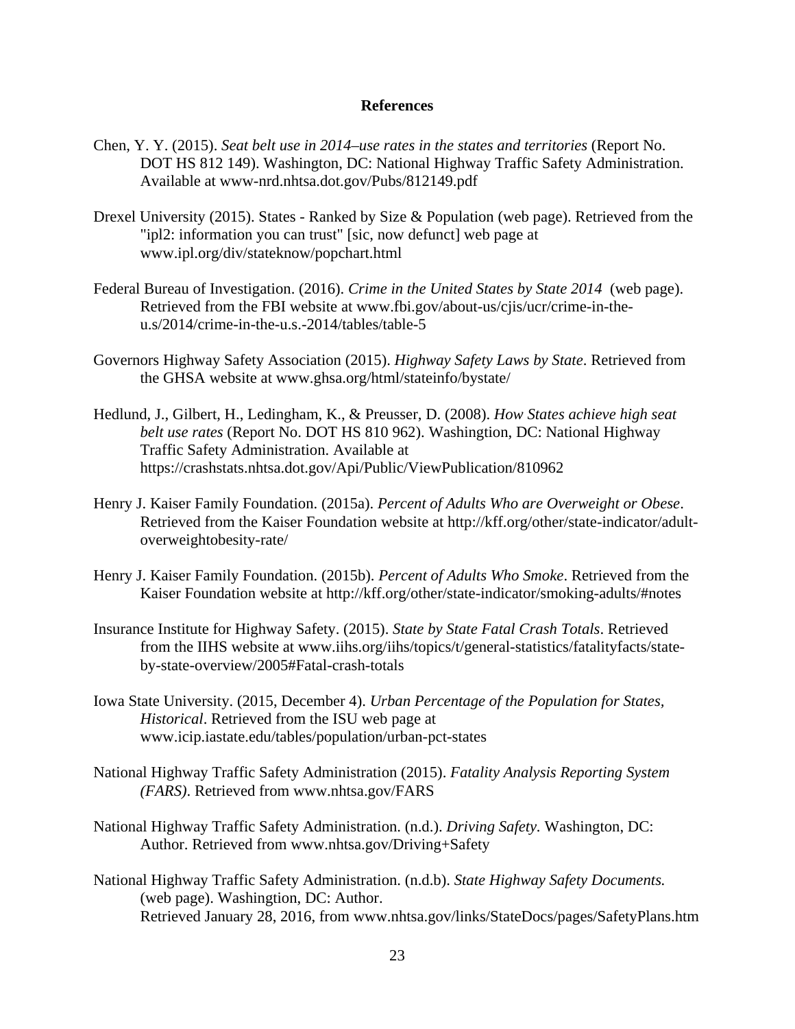# References

Chen, Y. Y. (2015). *Seat belt use in 2014–use rates in the states and territories* (Report No. DOT HS 812 149). Washington, DC: National Highway Traffic Safety Administration. Available at www-nrd.nhtsa.dot.gov/Pubs/812149.pdf

Drexel University (2015). States - Ranked by Size & Population (web page). Retrieved from the "ipl2: information you can trust" [sic, now defunct] web page at www.ipl.org/div/stateknow/popchart.html

Federal Bureau of Investigation. (2016). *Crime in the United States by State 2014* (web page). Retrieved from the FBI website at www.fbi.gov/about-us/cjis/ucr/crime-in-the-u.s/2014/crime-in-the-u.s.-2014/tables/table-5

Governors Highway Safety Association (2015). *Highway Safety Laws by State*. Retrieved from the GHSA website at www.ghsa.org/html/stateinfo/bystate/

Hedlund, J., Gilbert, H., Ledingham, K., & Preusser, D. (2008). *How States achieve high seat belt use rates* (Report No. DOT HS 810 962). Washingtion, DC: National Highway Traffic Safety Administration. Available at https://crashstats.nhtsa.dot.gov/Api/Public/ViewPublication/810962

Henry J. Kaiser Family Foundation. (2015a). *Percent of Adults Who are Overweight or Obese*. Retrieved from the Kaiser Foundation website at http://kff.org/other/state-indicator/adult-overweightobesity-rate/

Henry J. Kaiser Family Foundation. (2015b). *Percent of Adults Who Smoke*. Retrieved from the Kaiser Foundation website at http://kff.org/other/state-indicator/smoking-adults/#notes

Insurance Institute for Highway Safety. (2015). *State by State Fatal Crash Totals*. Retrieved from the IIHS website at www.iihs.org/iihs/topics/t/general-statistics/fatalityfacts/state-by-state-overview/2005#Fatal-crash-totals

Iowa State University. (2015, December 4). *Urban Percentage of the Population for States, Historical*. Retrieved from the ISU web page at www.icip.iastate.edu/tables/population/urban-pct-states

National Highway Traffic Safety Administration (2015). *Fatality Analysis Reporting System (FARS)*. Retrieved from www.nhtsa.gov/FARS

National Highway Traffic Safety Administration. (n.d.). *Driving Safety*. Washington, DC: Author. Retrieved from www.nhtsa.gov/Driving+Safety

National Highway Traffic Safety Administration. (n.d.b). *State Highway Safety Documents.* (web page). Washingtion, DC: Author. Retrieved January 28, 2016, from www.nhtsa.gov/links/StateDocs/pages/SafetyPlans.htm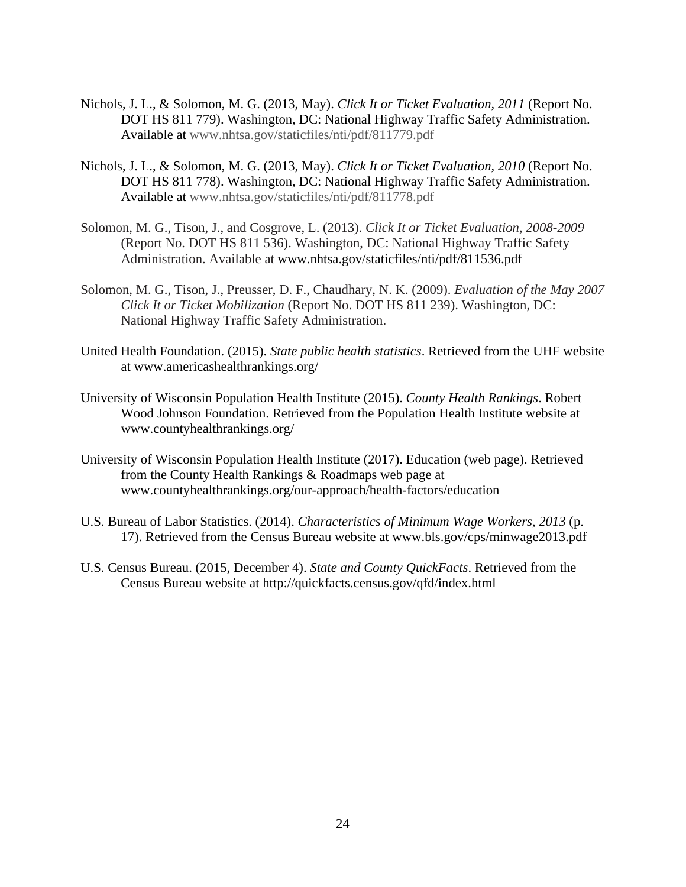Nichols, J. L., & Solomon, M. G. (2013, May). *Click It or Ticket Evaluation, 2011* (Report No. DOT HS 811 779). Washington, DC: National Highway Traffic Safety Administration. Available at www.nhtsa.gov/staticfiles/nti/pdf/811779.pdf

Nichols, J. L., & Solomon, M. G. (2013, May). *Click It or Ticket Evaluation, 2010* (Report No. DOT HS 811 778). Washington, DC: National Highway Traffic Safety Administration. Available at www.nhtsa.gov/staticfiles/nti/pdf/811778.pdf

Solomon, M. G., Tison, J., and Cosgrove, L. (2013). *Click It or Ticket Evaluation, 2008-2009* (Report No. DOT HS 811 536). Washington, DC: National Highway Traffic Safety Administration. Available at www.nhtsa.gov/staticfiles/nti/pdf/811536.pdf

Solomon, M. G., Tison, J., Preusser, D. F., Chaudhary, N. K. (2009). *Evaluation of the May 2007 Click It or Ticket Mobilization* (Report No. DOT HS 811 239). Washington, DC: National Highway Traffic Safety Administration.

United Health Foundation. (2015). *State public health statistics*. Retrieved from the UHF website at www.americashealthrankings.org/

University of Wisconsin Population Health Institute (2015). *County Health Rankings*. Robert Wood Johnson Foundation. Retrieved from the Population Health Institute website at www.countyhealthrankings.org/

University of Wisconsin Population Health Institute (2017). Education (web page). Retrieved from the County Health Rankings & Roadmaps web page at www.countyhealthrankings.org/our-approach/health-factors/education

U.S. Bureau of Labor Statistics. (2014). *Characteristics of Minimum Wage Workers, 2013* (p. 17). Retrieved from the Census Bureau website at www.bls.gov/cps/minwage2013.pdf

U.S. Census Bureau. (2015, December 4). *State and County QuickFacts*. Retrieved from the Census Bureau website at http://quickfacts.census.gov/qfd/index.html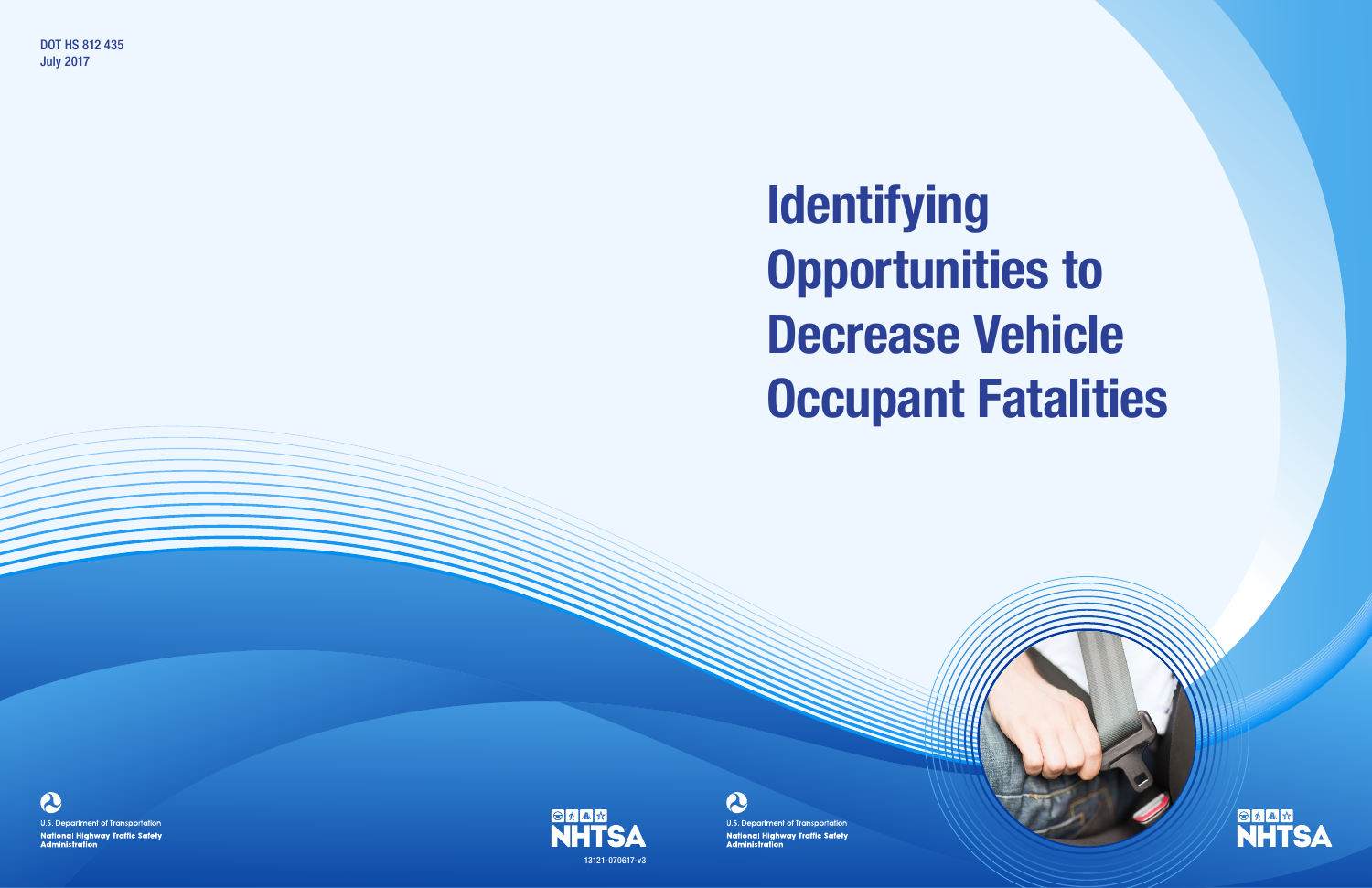DOT HS 812 435
July 2017

# Identifying Opportunities to Decrease Vehicle Occupant Fatalities

U.S. Department of Transportation
National Highway Traffic Safety Administration

NHTSA

13121-070617-v3

U.S. Department of Transportation
National Highway Traffic Safety Administration

NHTSA